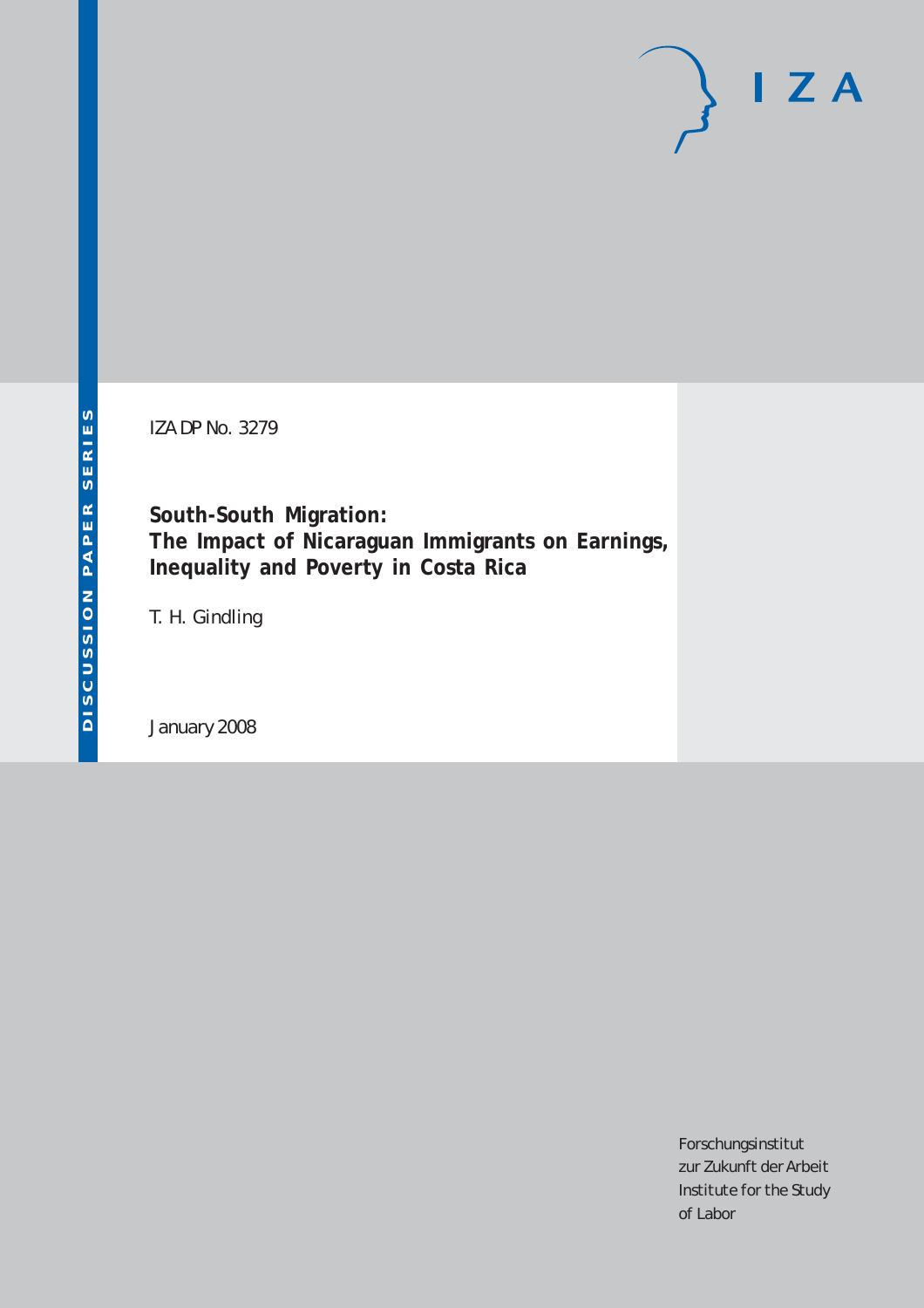IZA DP No. 3279

# South-South Migration: The Impact of Nicaraguan Immigrants on Earnings, Inequality and Poverty in Costa Rica

T. H. Gindling

January 2008

DISCUSSION PAPER SERIES

Forschungsinstitut
zur Zukunft der Arbeit
Institute for the Study
of Labor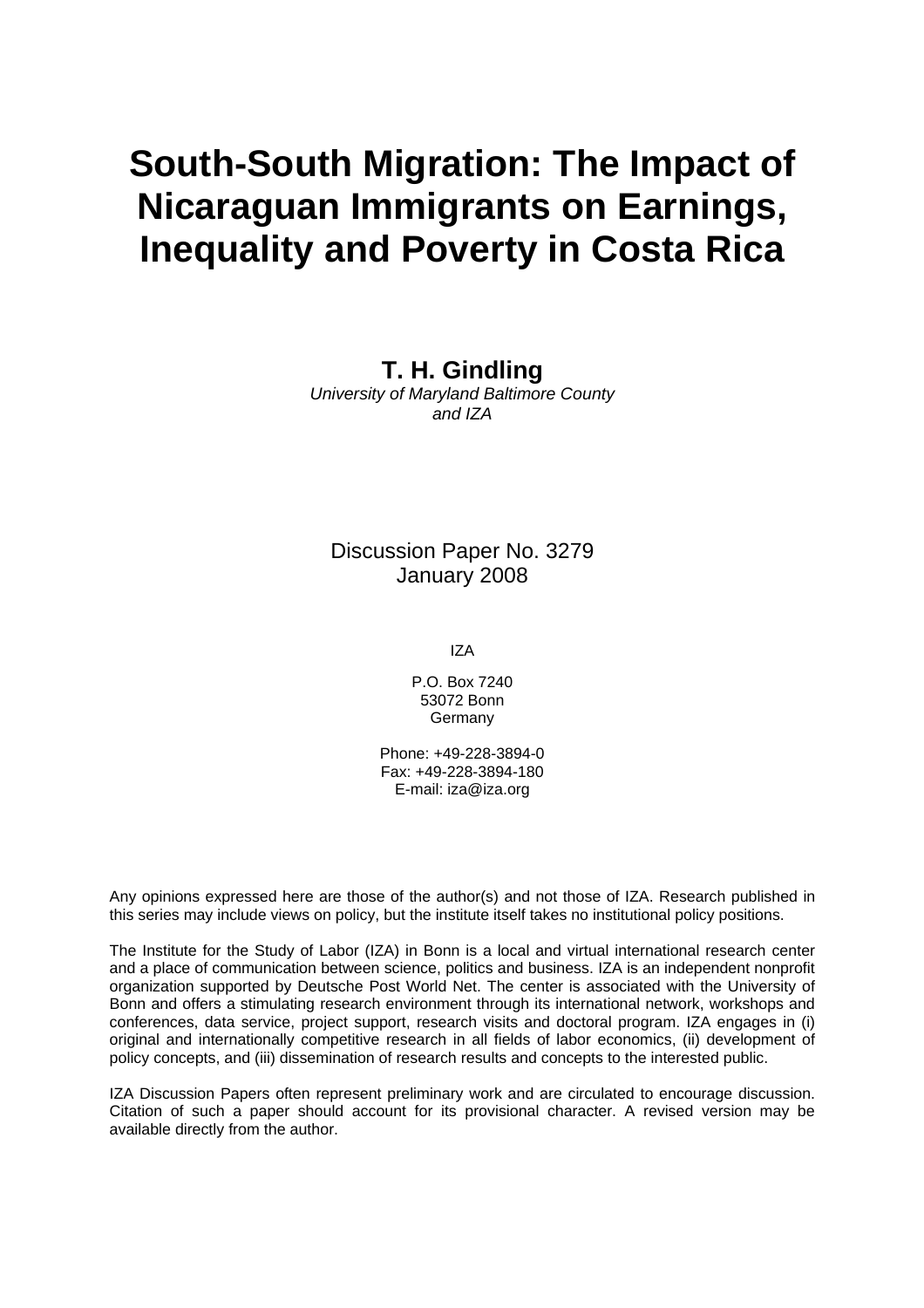# South-South Migration: The Impact of Nicaraguan Immigrants on Earnings, Inequality and Poverty in Costa Rica

**T. H. Gindling**
*University of Maryland Baltimore County and IZA*

Discussion Paper No. 3279
January 2008

IZA

P.O. Box 7240
53072 Bonn
Germany

Phone: +49-228-3894-0
Fax: +49-228-3894-180
E-mail: iza@iza.org

Any opinions expressed here are those of the author(s) and not those of IZA. Research published in this series may include views on policy, but the institute itself takes no institutional policy positions.

The Institute for the Study of Labor (IZA) in Bonn is a local and virtual international research center and a place of communication between science, politics and business. IZA is an independent nonprofit organization supported by Deutsche Post World Net. The center is associated with the University of Bonn and offers a stimulating research environment through its international network, workshops and conferences, data service, project support, research visits and doctoral program. IZA engages in (i) original and internationally competitive research in all fields of labor economics, (ii) development of policy concepts, and (iii) dissemination of research results and concepts to the interested public.

IZA Discussion Papers often represent preliminary work and are circulated to encourage discussion. Citation of such a paper should account for its provisional character. A revised version may be available directly from the author.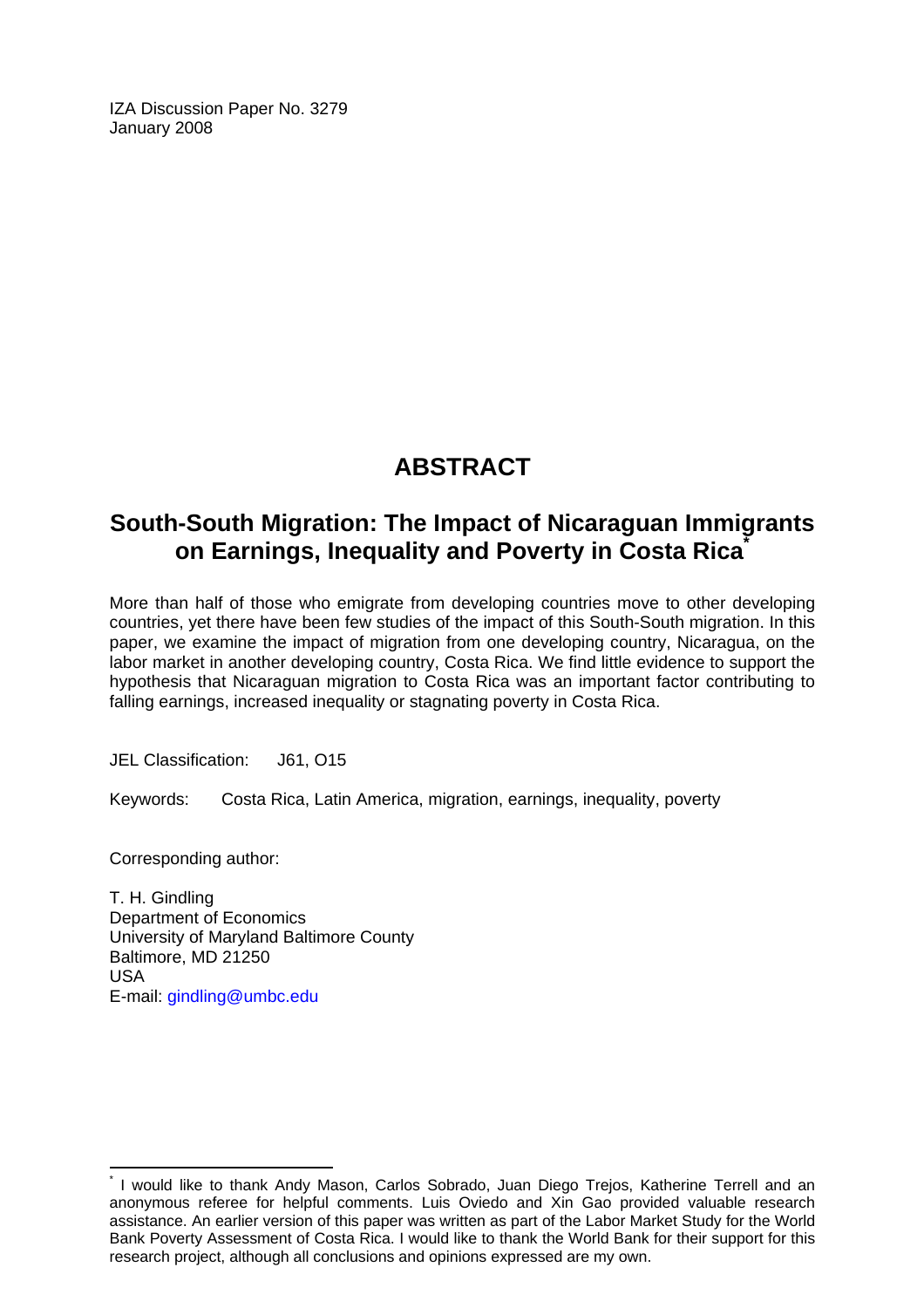IZA Discussion Paper No. 3279
January 2008

# ABSTRACT

## South-South Migration: The Impact of Nicaraguan Immigrants on Earnings, Inequality and Poverty in Costa Rica[*]

More than half of those who emigrate from developing countries move to other developing countries, yet there have been few studies of the impact of this South-South migration. In this paper, we examine the impact of migration from one developing country, Nicaragua, on the labor market in another developing country, Costa Rica. We find little evidence to support the hypothesis that Nicaraguan migration to Costa Rica was an important factor contributing to falling earnings, increased inequality or stagnating poverty in Costa Rica.

JEL Classification: J61, O15

Keywords: Costa Rica, Latin America, migration, earnings, inequality, poverty

Corresponding author:

T. H. Gindling
Department of Economics
University of Maryland Baltimore County
Baltimore, MD 21250
USA
E-mail: gindling@umbc.edu

[*] I would like to thank Andy Mason, Carlos Sobrado, Juan Diego Trejos, Katherine Terrell and an anonymous referee for helpful comments. Luis Oviedo and Xin Gao provided valuable research assistance. An earlier version of this paper was written as part of the Labor Market Study for the World Bank Poverty Assessment of Costa Rica. I would like to thank the World Bank for their support for this research project, although all conclusions and opinions expressed are my own.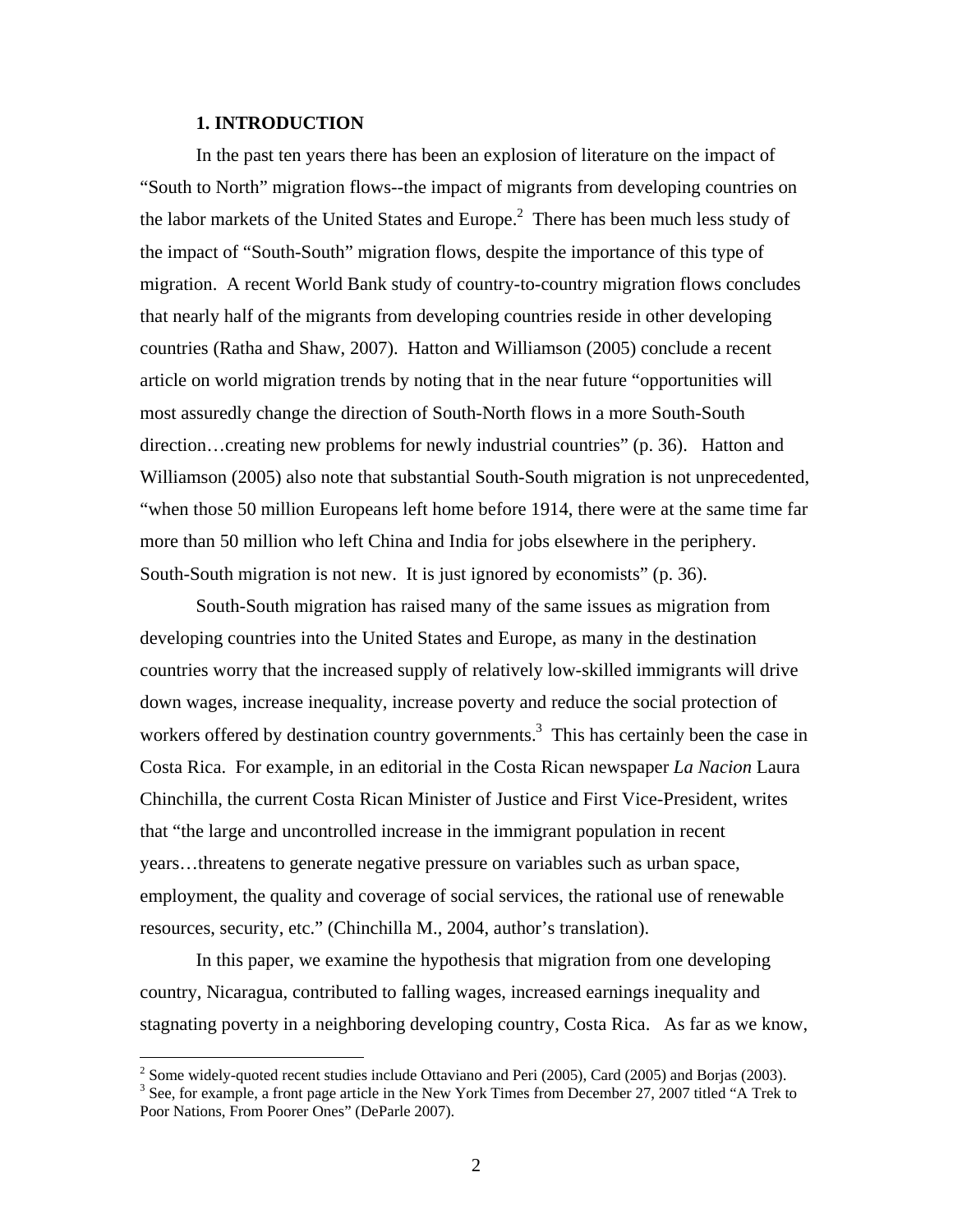## 1. INTRODUCTION

In the past ten years there has been an explosion of literature on the impact of "South to North" migration flows--the impact of migrants from developing countries on the labor markets of the United States and Europe.[2] There has been much less study of the impact of "South-South" migration flows, despite the importance of this type of migration. A recent World Bank study of country-to-country migration flows concludes that nearly half of the migrants from developing countries reside in other developing countries (Ratha and Shaw, 2007). Hatton and Williamson (2005) conclude a recent article on world migration trends by noting that in the near future "opportunities will most assuredly change the direction of South-North flows in a more South-South direction…creating new problems for newly industrial countries" (p. 36). Hatton and Williamson (2005) also note that substantial South-South migration is not unprecedented, "when those 50 million Europeans left home before 1914, there were at the same time far more than 50 million who left China and India for jobs elsewhere in the periphery. South-South migration is not new. It is just ignored by economists" (p. 36).

South-South migration has raised many of the same issues as migration from developing countries into the United States and Europe, as many in the destination countries worry that the increased supply of relatively low-skilled immigrants will drive down wages, increase inequality, increase poverty and reduce the social protection of workers offered by destination country governments.[3] This has certainly been the case in Costa Rica. For example, in an editorial in the Costa Rican newspaper *La Nacion* Laura Chinchilla, the current Costa Rican Minister of Justice and First Vice-President, writes that "the large and uncontrolled increase in the immigrant population in recent years…threatens to generate negative pressure on variables such as urban space, employment, the quality and coverage of social services, the rational use of renewable resources, security, etc." (Chinchilla M., 2004, author's translation).

In this paper, we examine the hypothesis that migration from one developing country, Nicaragua, contributed to falling wages, increased earnings inequality and stagnating poverty in a neighboring developing country, Costa Rica. As far as we know,

[2] Some widely-quoted recent studies include Ottaviano and Peri (2005), Card (2005) and Borjas (2003).

[3] See, for example, a front page article in the New York Times from December 27, 2007 titled "A Trek to Poor Nations, From Poorer Ones" (DeParle 2007).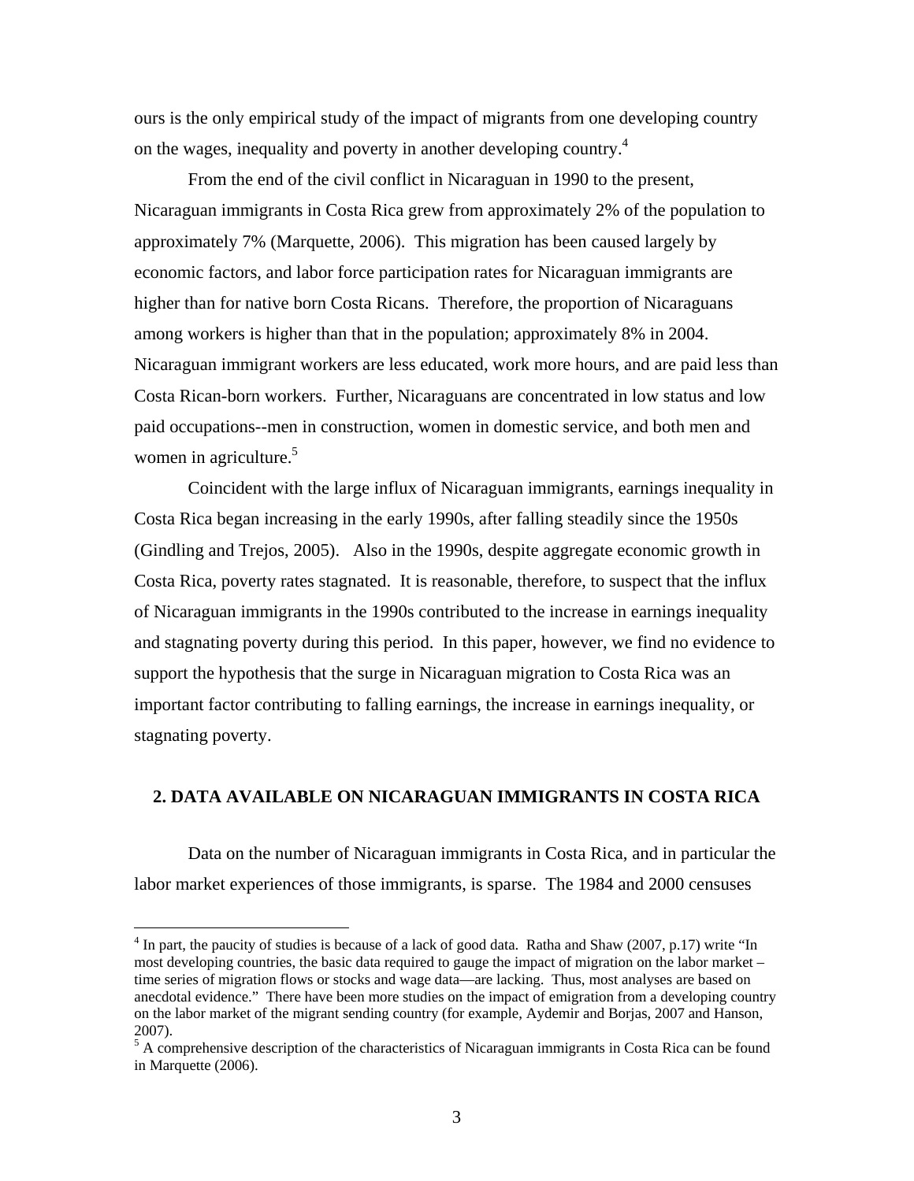ours is the only empirical study of the impact of migrants from one developing country on the wages, inequality and poverty in another developing country.[4]

From the end of the civil conflict in Nicaraguan in 1990 to the present, Nicaraguan immigrants in Costa Rica grew from approximately 2% of the population to approximately 7% (Marquette, 2006). This migration has been caused largely by economic factors, and labor force participation rates for Nicaraguan immigrants are higher than for native born Costa Ricans. Therefore, the proportion of Nicaraguans among workers is higher than that in the population; approximately 8% in 2004. Nicaraguan immigrant workers are less educated, work more hours, and are paid less than Costa Rican-born workers. Further, Nicaraguans are concentrated in low status and low paid occupations--men in construction, women in domestic service, and both men and women in agriculture.[5]

Coincident with the large influx of Nicaraguan immigrants, earnings inequality in Costa Rica began increasing in the early 1990s, after falling steadily since the 1950s (Gindling and Trejos, 2005). Also in the 1990s, despite aggregate economic growth in Costa Rica, poverty rates stagnated. It is reasonable, therefore, to suspect that the influx of Nicaraguan immigrants in the 1990s contributed to the increase in earnings inequality and stagnating poverty during this period. In this paper, however, we find no evidence to support the hypothesis that the surge in Nicaraguan migration to Costa Rica was an important factor contributing to falling earnings, the increase in earnings inequality, or stagnating poverty.

## 2. DATA AVAILABLE ON NICARAGUAN IMMIGRANTS IN COSTA RICA

Data on the number of Nicaraguan immigrants in Costa Rica, and in particular the labor market experiences of those immigrants, is sparse. The 1984 and 2000 censuses

---

[4] In part, the paucity of studies is because of a lack of good data. Ratha and Shaw (2007, p.17) write "In most developing countries, the basic data required to gauge the impact of migration on the labor market – time series of migration flows or stocks and wage data—are lacking. Thus, most analyses are based on anecdotal evidence." There have been more studies on the impact of emigration from a developing country on the labor market of the migrant sending country (for example, Aydemir and Borjas, 2007 and Hanson, 2007).

[5] A comprehensive description of the characteristics of Nicaraguan immigrants in Costa Rica can be found in Marquette (2006).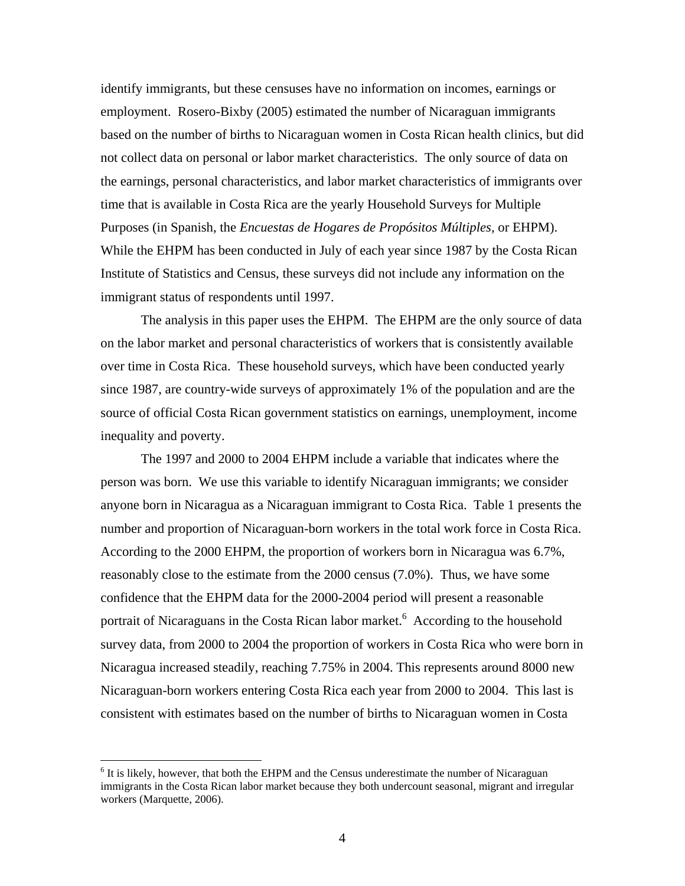identify immigrants, but these censuses have no information on incomes, earnings or employment. Rosero-Bixby (2005) estimated the number of Nicaraguan immigrants based on the number of births to Nicaraguan women in Costa Rican health clinics, but did not collect data on personal or labor market characteristics. The only source of data on the earnings, personal characteristics, and labor market characteristics of immigrants over time that is available in Costa Rica are the yearly Household Surveys for Multiple Purposes (in Spanish, the *Encuestas de Hogares de Propósitos Múltiples,* or EHPM). While the EHPM has been conducted in July of each year since 1987 by the Costa Rican Institute of Statistics and Census, these surveys did not include any information on the immigrant status of respondents until 1997.

The analysis in this paper uses the EHPM. The EHPM are the only source of data on the labor market and personal characteristics of workers that is consistently available over time in Costa Rica. These household surveys, which have been conducted yearly since 1987, are country-wide surveys of approximately 1% of the population and are the source of official Costa Rican government statistics on earnings, unemployment, income inequality and poverty.

The 1997 and 2000 to 2004 EHPM include a variable that indicates where the person was born. We use this variable to identify Nicaraguan immigrants; we consider anyone born in Nicaragua as a Nicaraguan immigrant to Costa Rica. Table 1 presents the number and proportion of Nicaraguan-born workers in the total work force in Costa Rica. According to the 2000 EHPM, the proportion of workers born in Nicaragua was 6.7%, reasonably close to the estimate from the 2000 census (7.0%). Thus, we have some confidence that the EHPM data for the 2000-2004 period will present a reasonable portrait of Nicaraguans in the Costa Rican labor market.[6] According to the household survey data, from 2000 to 2004 the proportion of workers in Costa Rica who were born in Nicaragua increased steadily, reaching 7.75% in 2004. This represents around 8000 new Nicaraguan-born workers entering Costa Rica each year from 2000 to 2004. This last is consistent with estimates based on the number of births to Nicaraguan women in Costa

[6] It is likely, however, that both the EHPM and the Census underestimate the number of Nicaraguan immigrants in the Costa Rican labor market because they both undercount seasonal, migrant and irregular workers (Marquette, 2006).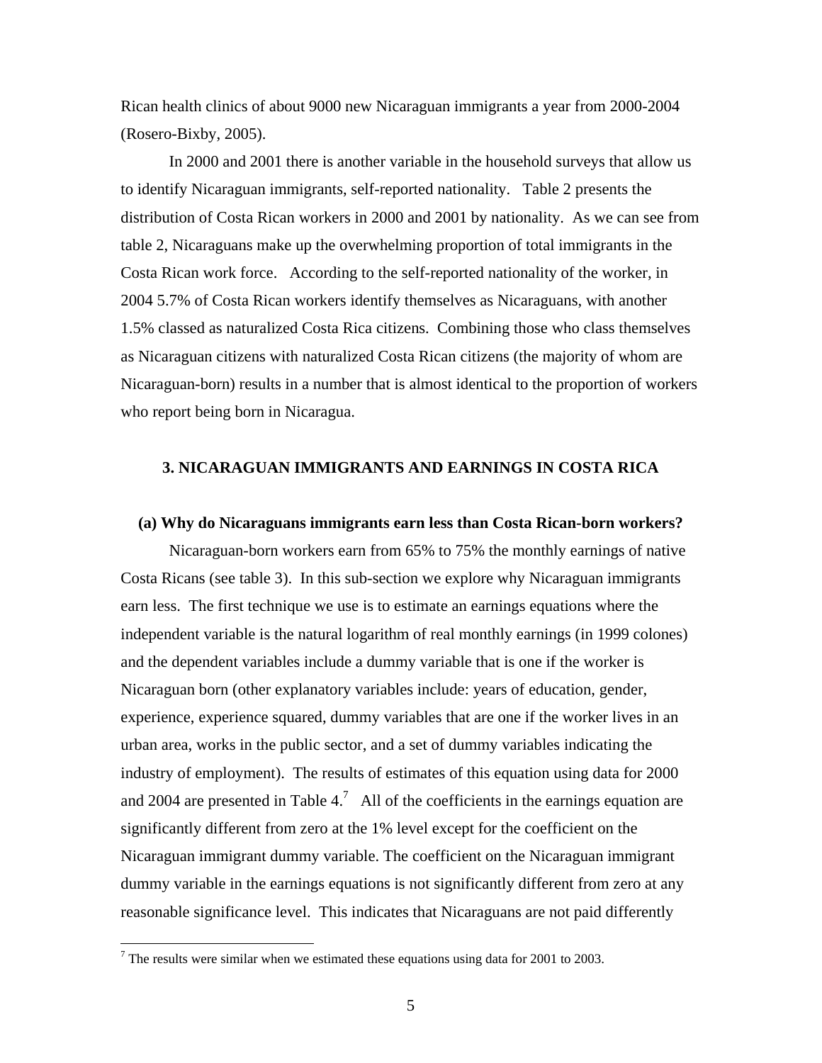Rican health clinics of about 9000 new Nicaraguan immigrants a year from 2000-2004 (Rosero-Bixby, 2005).

In 2000 and 2001 there is another variable in the household surveys that allow us to identify Nicaraguan immigrants, self-reported nationality. Table 2 presents the distribution of Costa Rican workers in 2000 and 2001 by nationality. As we can see from table 2, Nicaraguans make up the overwhelming proportion of total immigrants in the Costa Rican work force. According to the self-reported nationality of the worker, in 2004 5.7% of Costa Rican workers identify themselves as Nicaraguans, with another 1.5% classed as naturalized Costa Rica citizens. Combining those who class themselves as Nicaraguan citizens with naturalized Costa Rican citizens (the majority of whom are Nicaraguan-born) results in a number that is almost identical to the proportion of workers who report being born in Nicaragua.

## 3. NICARAGUAN IMMIGRANTS AND EARNINGS IN COSTA RICA

### (a) Why do Nicaraguans immigrants earn less than Costa Rican-born workers?

Nicaraguan-born workers earn from 65% to 75% the monthly earnings of native Costa Ricans (see table 3). In this sub-section we explore why Nicaraguan immigrants earn less. The first technique we use is to estimate an earnings equations where the independent variable is the natural logarithm of real monthly earnings (in 1999 colones) and the dependent variables include a dummy variable that is one if the worker is Nicaraguan born (other explanatory variables include: years of education, gender, experience, experience squared, dummy variables that are one if the worker lives in an urban area, works in the public sector, and a set of dummy variables indicating the industry of employment). The results of estimates of this equation using data for 2000 and 2004 are presented in Table 4.[7] All of the coefficients in the earnings equation are significantly different from zero at the 1% level except for the coefficient on the Nicaraguan immigrant dummy variable. The coefficient on the Nicaraguan immigrant dummy variable in the earnings equations is not significantly different from zero at any reasonable significance level. This indicates that Nicaraguans are not paid differently

[7] The results were similar when we estimated these equations using data for 2001 to 2003.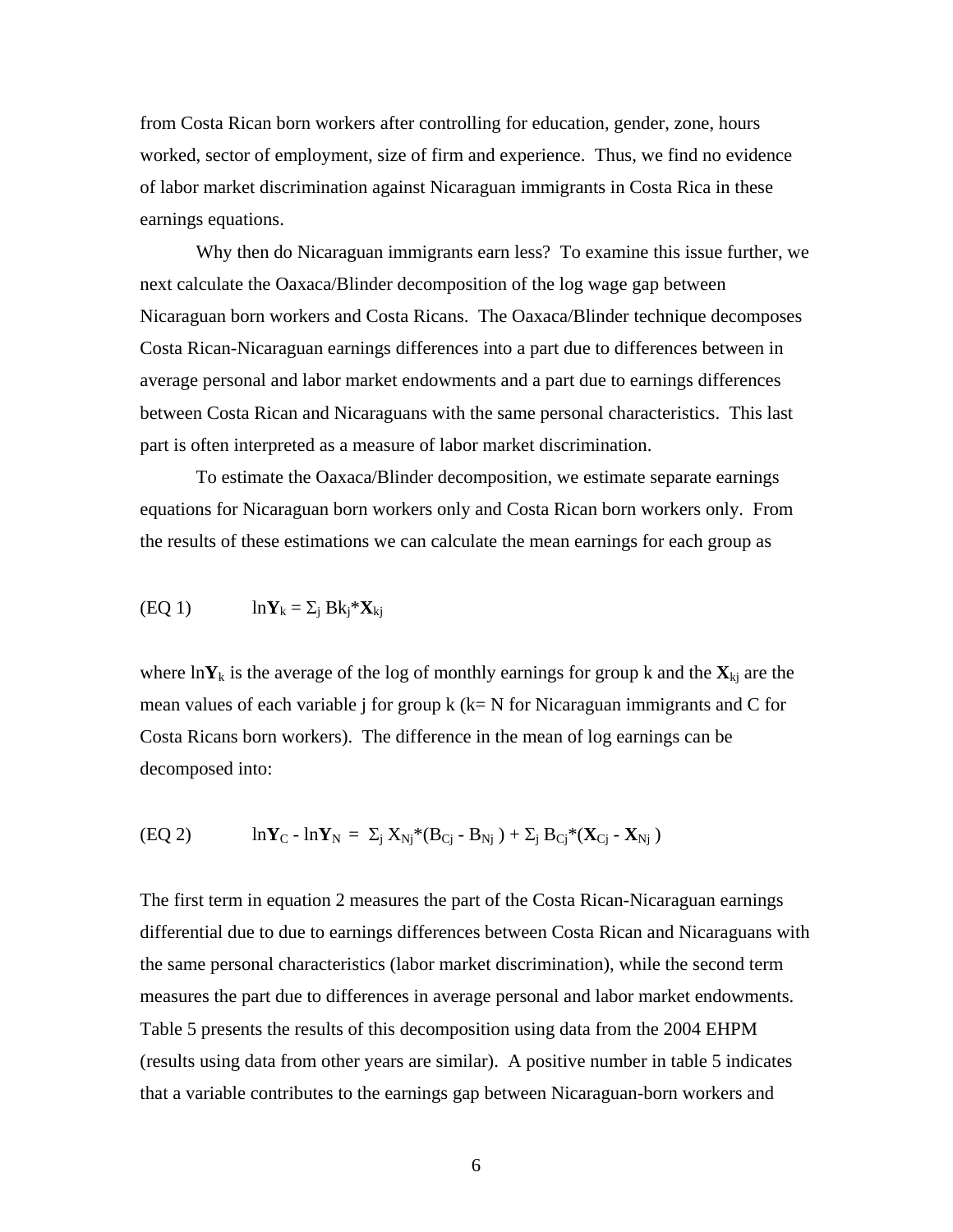from Costa Rican born workers after controlling for education, gender, zone, hours worked, sector of employment, size of firm and experience. Thus, we find no evidence of labor market discrimination against Nicaraguan immigrants in Costa Rica in these earnings equations.

Why then do Nicaraguan immigrants earn less? To examine this issue further, we next calculate the Oaxaca/Blinder decomposition of the log wage gap between Nicaraguan born workers and Costa Ricans. The Oaxaca/Blinder technique decomposes Costa Rican-Nicaraguan earnings differences into a part due to differences between in average personal and labor market endowments and a part due to earnings differences between Costa Rican and Nicaraguans with the same personal characteristics. This last part is often interpreted as a measure of labor market discrimination.

To estimate the Oaxaca/Blinder decomposition, we estimate separate earnings equations for Nicaraguan born workers only and Costa Rican born workers only. From the results of these estimations we can calculate the mean earnings for each group as

$$\text{(EQ 1)} \qquad \ln\mathbf{Y}_k = \Sigma_j \, Bk_j * \mathbf{X}_{kj}$$

where $\ln\mathbf{Y}_k$ is the average of the log of monthly earnings for group k and the $\mathbf{X}_{kj}$ are the mean values of each variable j for group k (k= N for Nicaraguan immigrants and C for Costa Ricans born workers). The difference in the mean of log earnings can be decomposed into:

$$\text{(EQ 2)} \qquad \ln\mathbf{Y}_C - \ln\mathbf{Y}_N = \Sigma_j \, X_{Nj}*(B_{Cj} - B_{Nj}) + \Sigma_j \, B_{Cj}*(\mathbf{X}_{Cj} - \mathbf{X}_{Nj})$$

The first term in equation 2 measures the part of the Costa Rican-Nicaraguan earnings differential due to due to earnings differences between Costa Rican and Nicaraguans with the same personal characteristics (labor market discrimination), while the second term measures the part due to differences in average personal and labor market endowments. Table 5 presents the results of this decomposition using data from the 2004 EHPM (results using data from other years are similar). A positive number in table 5 indicates that a variable contributes to the earnings gap between Nicaraguan-born workers and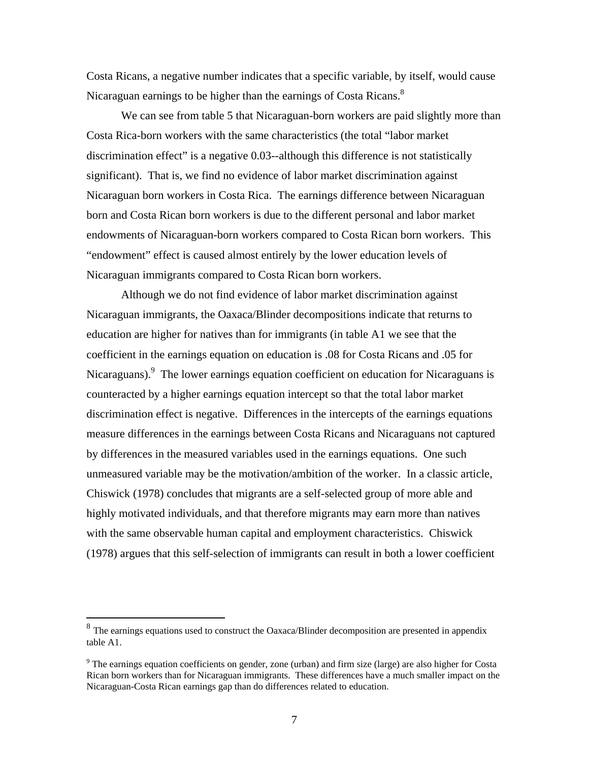Costa Ricans, a negative number indicates that a specific variable, by itself, would cause Nicaraguan earnings to be higher than the earnings of Costa Ricans.[8]

We can see from table 5 that Nicaraguan-born workers are paid slightly more than Costa Rica-born workers with the same characteristics (the total "labor market discrimination effect" is a negative 0.03--although this difference is not statistically significant). That is, we find no evidence of labor market discrimination against Nicaraguan born workers in Costa Rica. The earnings difference between Nicaraguan born and Costa Rican born workers is due to the different personal and labor market endowments of Nicaraguan-born workers compared to Costa Rican born workers. This "endowment" effect is caused almost entirely by the lower education levels of Nicaraguan immigrants compared to Costa Rican born workers.

Although we do not find evidence of labor market discrimination against Nicaraguan immigrants, the Oaxaca/Blinder decompositions indicate that returns to education are higher for natives than for immigrants (in table A1 we see that the coefficient in the earnings equation on education is .08 for Costa Ricans and .05 for Nicaraguans).[9] The lower earnings equation coefficient on education for Nicaraguans is counteracted by a higher earnings equation intercept so that the total labor market discrimination effect is negative. Differences in the intercepts of the earnings equations measure differences in the earnings between Costa Ricans and Nicaraguans not captured by differences in the measured variables used in the earnings equations. One such unmeasured variable may be the motivation/ambition of the worker. In a classic article, Chiswick (1978) concludes that migrants are a self-selected group of more able and highly motivated individuals, and that therefore migrants may earn more than natives with the same observable human capital and employment characteristics. Chiswick (1978) argues that this self-selection of immigrants can result in both a lower coefficient

---

[8] The earnings equations used to construct the Oaxaca/Blinder decomposition are presented in appendix table A1.

[9] The earnings equation coefficients on gender, zone (urban) and firm size (large) are also higher for Costa Rican born workers than for Nicaraguan immigrants. These differences have a much smaller impact on the Nicaraguan-Costa Rican earnings gap than do differences related to education.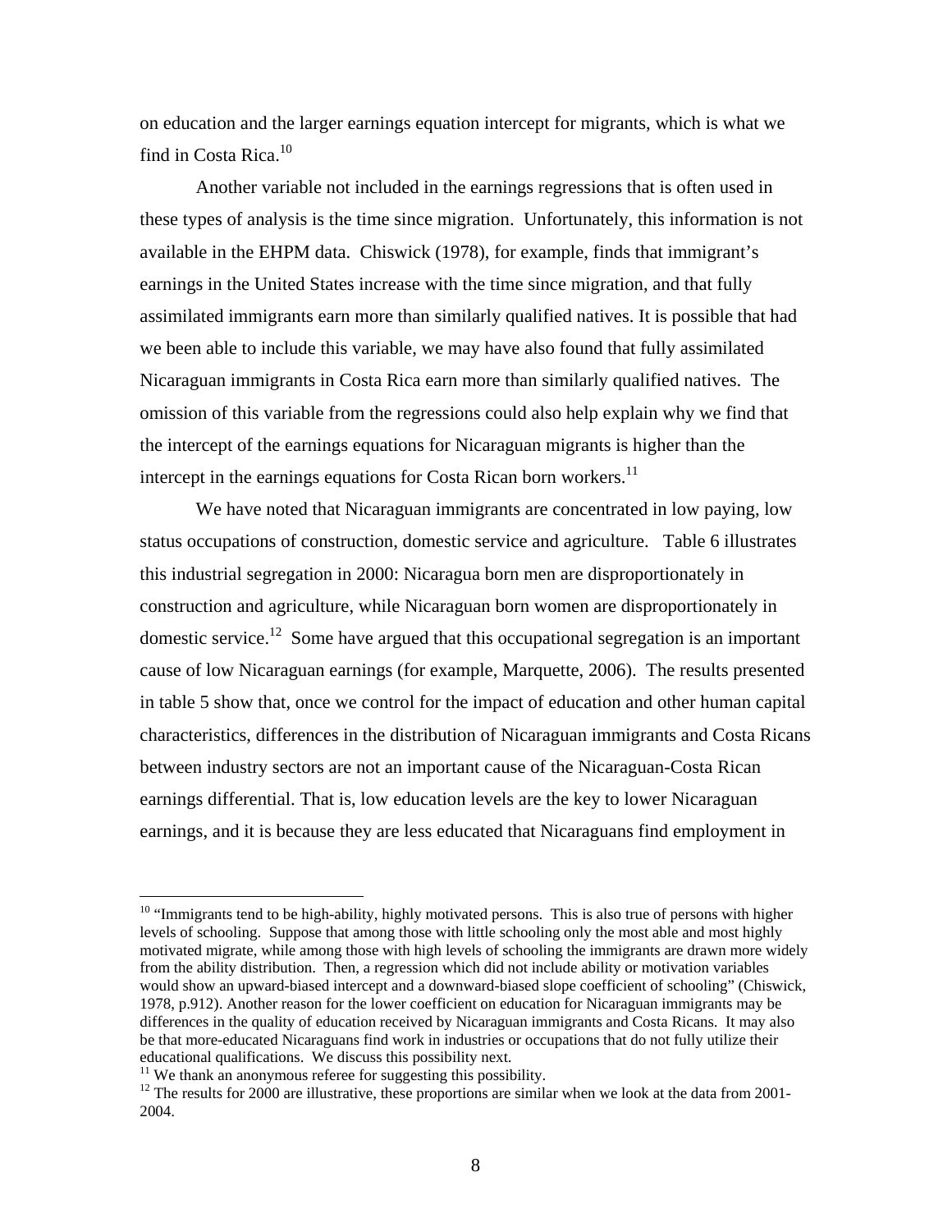on education and the larger earnings equation intercept for migrants, which is what we find in Costa Rica.[10]

Another variable not included in the earnings regressions that is often used in these types of analysis is the time since migration. Unfortunately, this information is not available in the EHPM data. Chiswick (1978), for example, finds that immigrant's earnings in the United States increase with the time since migration, and that fully assimilated immigrants earn more than similarly qualified natives. It is possible that had we been able to include this variable, we may have also found that fully assimilated Nicaraguan immigrants in Costa Rica earn more than similarly qualified natives. The omission of this variable from the regressions could also help explain why we find that the intercept of the earnings equations for Nicaraguan migrants is higher than the intercept in the earnings equations for Costa Rican born workers.[11]

We have noted that Nicaraguan immigrants are concentrated in low paying, low status occupations of construction, domestic service and agriculture. Table 6 illustrates this industrial segregation in 2000: Nicaragua born men are disproportionately in construction and agriculture, while Nicaraguan born women are disproportionately in domestic service.[12] Some have argued that this occupational segregation is an important cause of low Nicaraguan earnings (for example, Marquette, 2006). The results presented in table 5 show that, once we control for the impact of education and other human capital characteristics, differences in the distribution of Nicaraguan immigrants and Costa Ricans between industry sectors are not an important cause of the Nicaraguan-Costa Rican earnings differential. That is, low education levels are the key to lower Nicaraguan earnings, and it is because they are less educated that Nicaraguans find employment in

---

[10] "Immigrants tend to be high-ability, highly motivated persons. This is also true of persons with higher levels of schooling. Suppose that among those with little schooling only the most able and most highly motivated migrate, while among those with high levels of schooling the immigrants are drawn more widely from the ability distribution. Then, a regression which did not include ability or motivation variables would show an upward-biased intercept and a downward-biased slope coefficient of schooling" (Chiswick, 1978, p.912). Another reason for the lower coefficient on education for Nicaraguan immigrants may be differences in the quality of education received by Nicaraguan immigrants and Costa Ricans. It may also be that more-educated Nicaraguans find work in industries or occupations that do not fully utilize their educational qualifications. We discuss this possibility next.

[11] We thank an anonymous referee for suggesting this possibility.

[12] The results for 2000 are illustrative, these proportions are similar when we look at the data from 2001-2004.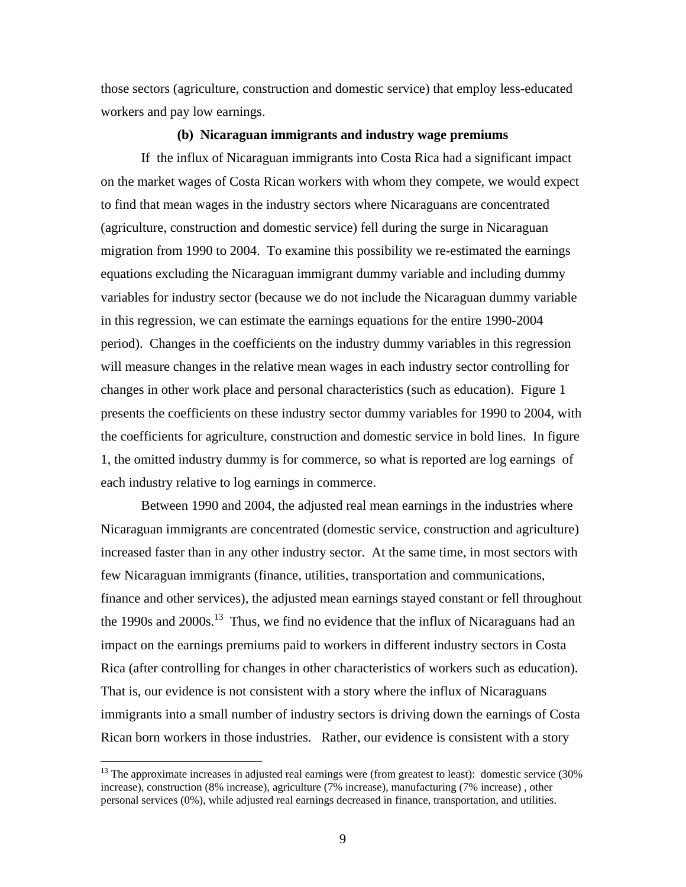those sectors (agriculture, construction and domestic service) that employ less-educated workers and pay low earnings.

### (b) Nicaraguan immigrants and industry wage premiums

If the influx of Nicaraguan immigrants into Costa Rica had a significant impact on the market wages of Costa Rican workers with whom they compete, we would expect to find that mean wages in the industry sectors where Nicaraguans are concentrated (agriculture, construction and domestic service) fell during the surge in Nicaraguan migration from 1990 to 2004. To examine this possibility we re-estimated the earnings equations excluding the Nicaraguan immigrant dummy variable and including dummy variables for industry sector (because we do not include the Nicaraguan dummy variable in this regression, we can estimate the earnings equations for the entire 1990-2004 period). Changes in the coefficients on the industry dummy variables in this regression will measure changes in the relative mean wages in each industry sector controlling for changes in other work place and personal characteristics (such as education). Figure 1 presents the coefficients on these industry sector dummy variables for 1990 to 2004, with the coefficients for agriculture, construction and domestic service in bold lines. In figure 1, the omitted industry dummy is for commerce, so what is reported are log earnings of each industry relative to log earnings in commerce.

Between 1990 and 2004, the adjusted real mean earnings in the industries where Nicaraguan immigrants are concentrated (domestic service, construction and agriculture) increased faster than in any other industry sector. At the same time, in most sectors with few Nicaraguan immigrants (finance, utilities, transportation and communications, finance and other services), the adjusted mean earnings stayed constant or fell throughout the 1990s and 2000s.[13] Thus, we find no evidence that the influx of Nicaraguans had an impact on the earnings premiums paid to workers in different industry sectors in Costa Rica (after controlling for changes in other characteristics of workers such as education). That is, our evidence is not consistent with a story where the influx of Nicaraguans immigrants into a small number of industry sectors is driving down the earnings of Costa Rican born workers in those industries. Rather, our evidence is consistent with a story

[13] The approximate increases in adjusted real earnings were (from greatest to least): domestic service (30% increase), construction (8% increase), agriculture (7% increase), manufacturing (7% increase) , other personal services (0%), while adjusted real earnings decreased in finance, transportation, and utilities.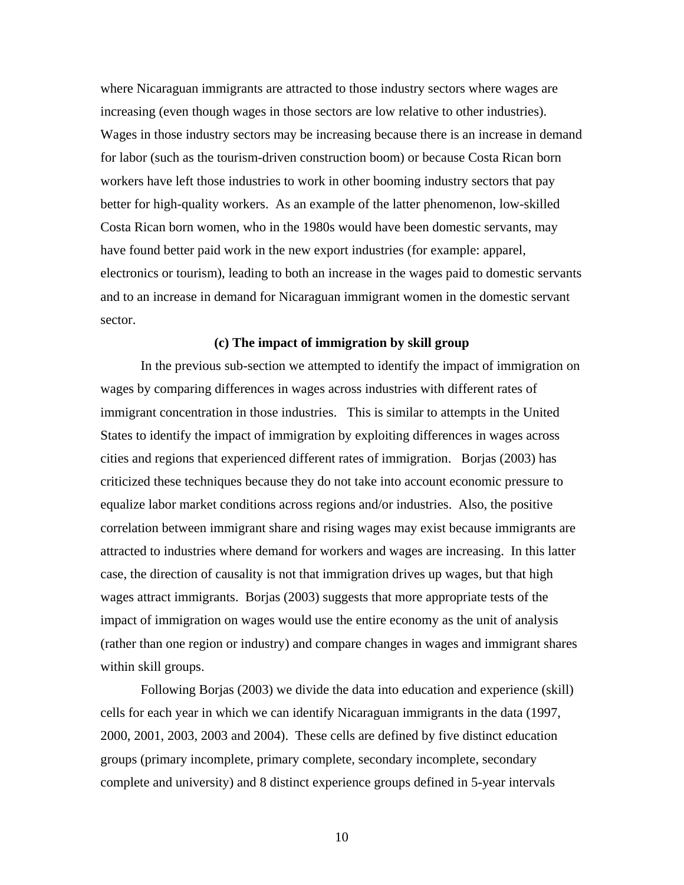where Nicaraguan immigrants are attracted to those industry sectors where wages are increasing (even though wages in those sectors are low relative to other industries). Wages in those industry sectors may be increasing because there is an increase in demand for labor (such as the tourism-driven construction boom) or because Costa Rican born workers have left those industries to work in other booming industry sectors that pay better for high-quality workers. As an example of the latter phenomenon, low-skilled Costa Rican born women, who in the 1980s would have been domestic servants, may have found better paid work in the new export industries (for example: apparel, electronics or tourism), leading to both an increase in the wages paid to domestic servants and to an increase in demand for Nicaraguan immigrant women in the domestic servant sector.

### (c) The impact of immigration by skill group

In the previous sub-section we attempted to identify the impact of immigration on wages by comparing differences in wages across industries with different rates of immigrant concentration in those industries. This is similar to attempts in the United States to identify the impact of immigration by exploiting differences in wages across cities and regions that experienced different rates of immigration. Borjas (2003) has criticized these techniques because they do not take into account economic pressure to equalize labor market conditions across regions and/or industries. Also, the positive correlation between immigrant share and rising wages may exist because immigrants are attracted to industries where demand for workers and wages are increasing. In this latter case, the direction of causality is not that immigration drives up wages, but that high wages attract immigrants. Borjas (2003) suggests that more appropriate tests of the impact of immigration on wages would use the entire economy as the unit of analysis (rather than one region or industry) and compare changes in wages and immigrant shares within skill groups.

Following Borjas (2003) we divide the data into education and experience (skill) cells for each year in which we can identify Nicaraguan immigrants in the data (1997, 2000, 2001, 2003, 2003 and 2004). These cells are defined by five distinct education groups (primary incomplete, primary complete, secondary incomplete, secondary complete and university) and 8 distinct experience groups defined in 5-year intervals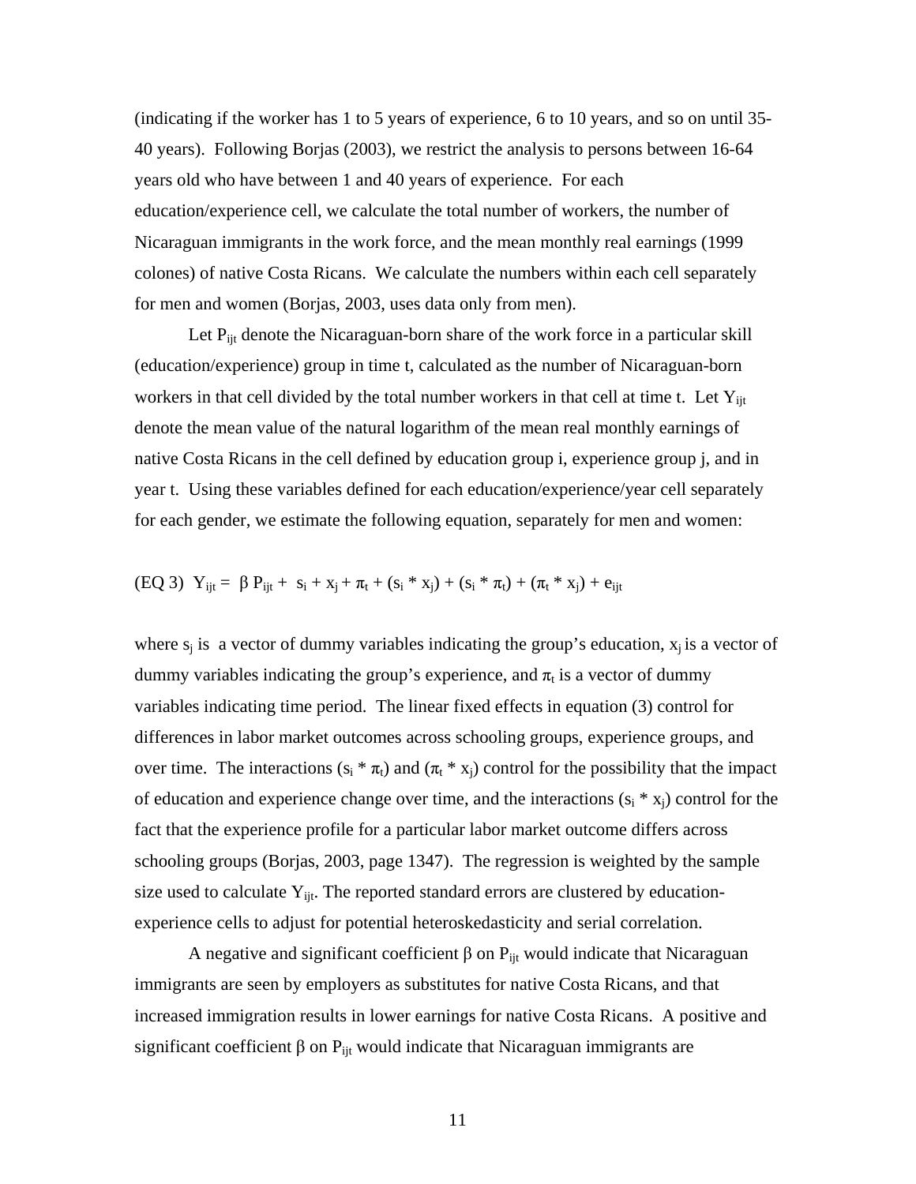(indicating if the worker has 1 to 5 years of experience, 6 to 10 years, and so on until 35-40 years). Following Borjas (2003), we restrict the analysis to persons between 16-64 years old who have between 1 and 40 years of experience. For each education/experience cell, we calculate the total number of workers, the number of Nicaraguan immigrants in the work force, and the mean monthly real earnings (1999 colones) of native Costa Ricans. We calculate the numbers within each cell separately for men and women (Borjas, 2003, uses data only from men).

Let $P_{ijt}$ denote the Nicaraguan-born share of the work force in a particular skill (education/experience) group in time t, calculated as the number of Nicaraguan-born workers in that cell divided by the total number workers in that cell at time t. Let $Y_{ijt}$ denote the mean value of the natural logarithm of the mean real monthly earnings of native Costa Ricans in the cell defined by education group i, experience group j, and in year t. Using these variables defined for each education/experience/year cell separately for each gender, we estimate the following equation, separately for men and women:

$$\text{(EQ 3)} \quad Y_{ijt} = \beta P_{ijt} + s_i + x_j + \pi_t + (s_i * x_j) + (s_i * \pi_t) + (\pi_t * x_j) + e_{ijt}$$

where $s_j$ is a vector of dummy variables indicating the group's education, $x_j$ is a vector of dummy variables indicating the group's experience, and $\pi_t$ is a vector of dummy variables indicating time period. The linear fixed effects in equation (3) control for differences in labor market outcomes across schooling groups, experience groups, and over time. The interactions $(s_i * \pi_t)$ and $(\pi_t * x_j)$ control for the possibility that the impact of education and experience change over time, and the interactions $(s_i * x_j)$ control for the fact that the experience profile for a particular labor market outcome differs across schooling groups (Borjas, 2003, page 1347). The regression is weighted by the sample size used to calculate $Y_{ijt}$. The reported standard errors are clustered by education-experience cells to adjust for potential heteroskedasticity and serial correlation.

A negative and significant coefficient $\beta$ on $P_{ijt}$ would indicate that Nicaraguan immigrants are seen by employers as substitutes for native Costa Ricans, and that increased immigration results in lower earnings for native Costa Ricans. A positive and significant coefficient $\beta$ on $P_{ijt}$ would indicate that Nicaraguan immigrants are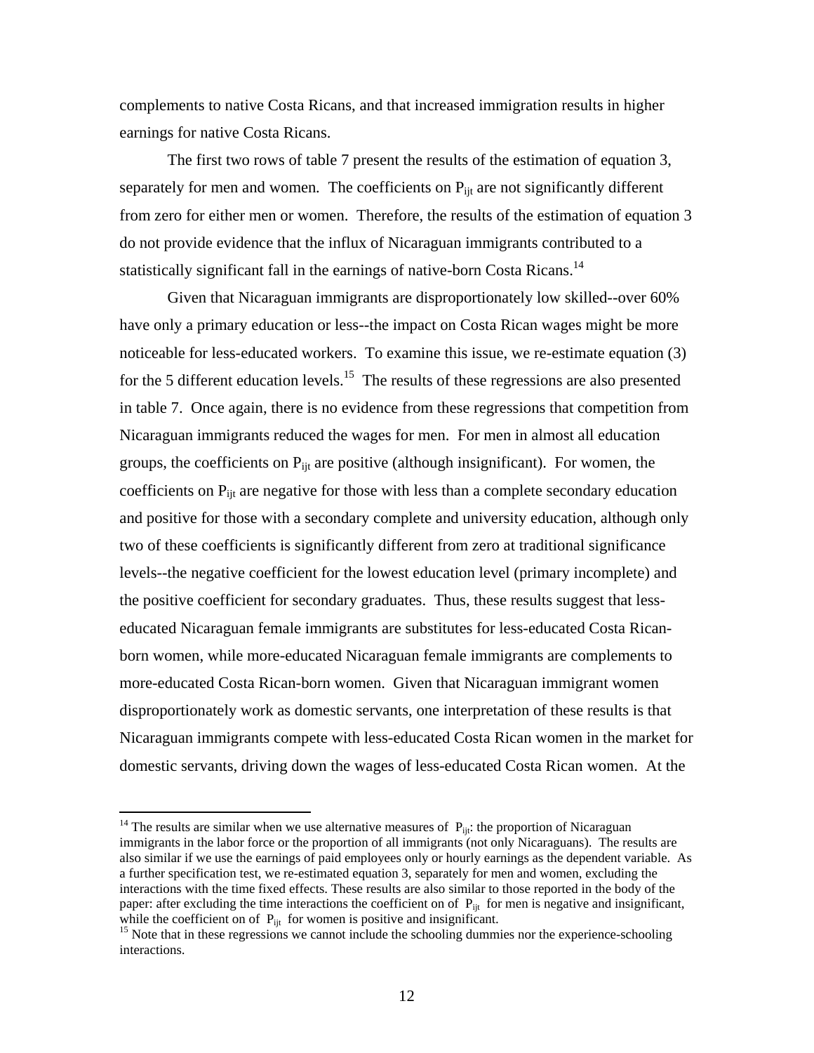complements to native Costa Ricans, and that increased immigration results in higher earnings for native Costa Ricans.

The first two rows of table 7 present the results of the estimation of equation 3, separately for men and women. The coefficients on $P_{ijt}$ are not significantly different from zero for either men or women. Therefore, the results of the estimation of equation 3 do not provide evidence that the influx of Nicaraguan immigrants contributed to a statistically significant fall in the earnings of native-born Costa Ricans.[14]

Given that Nicaraguan immigrants are disproportionately low skilled--over 60% have only a primary education or less--the impact on Costa Rican wages might be more noticeable for less-educated workers. To examine this issue, we re-estimate equation (3) for the 5 different education levels.[15] The results of these regressions are also presented in table 7. Once again, there is no evidence from these regressions that competition from Nicaraguan immigrants reduced the wages for men. For men in almost all education groups, the coefficients on $P_{ijt}$ are positive (although insignificant). For women, the coefficients on $P_{ijt}$ are negative for those with less than a complete secondary education and positive for those with a secondary complete and university education, although only two of these coefficients is significantly different from zero at traditional significance levels--the negative coefficient for the lowest education level (primary incomplete) and the positive coefficient for secondary graduates. Thus, these results suggest that less-educated Nicaraguan female immigrants are substitutes for less-educated Costa Rican-born women, while more-educated Nicaraguan female immigrants are complements to more-educated Costa Rican-born women. Given that Nicaraguan immigrant women disproportionately work as domestic servants, one interpretation of these results is that Nicaraguan immigrants compete with less-educated Costa Rican women in the market for domestic servants, driving down the wages of less-educated Costa Rican women. At the

[14] The results are similar when we use alternative measures of $P_{ijt}$: the proportion of Nicaraguan immigrants in the labor force or the proportion of all immigrants (not only Nicaraguans). The results are also similar if we use the earnings of paid employees only or hourly earnings as the dependent variable. As a further specification test, we re-estimated equation 3, separately for men and women, excluding the interactions with the time fixed effects. These results are also similar to those reported in the body of the paper: after excluding the time interactions the coefficient on of $P_{ijt}$ for men is negative and insignificant, while the coefficient on of $P_{ijt}$ for women is positive and insignificant.

[15] Note that in these regressions we cannot include the schooling dummies nor the experience-schooling interactions.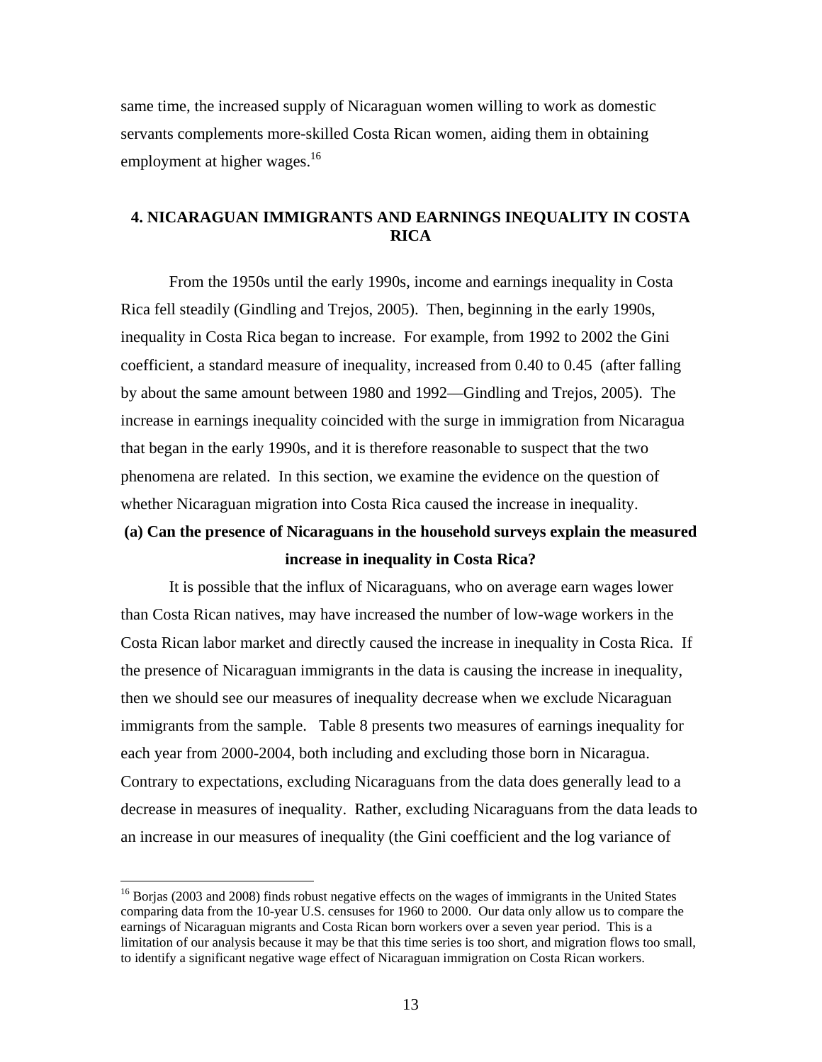same time, the increased supply of Nicaraguan women willing to work as domestic servants complements more-skilled Costa Rican women, aiding them in obtaining employment at higher wages.[16]

## 4. NICARAGUAN IMMIGRANTS AND EARNINGS INEQUALITY IN COSTA RICA

From the 1950s until the early 1990s, income and earnings inequality in Costa Rica fell steadily (Gindling and Trejos, 2005). Then, beginning in the early 1990s, inequality in Costa Rica began to increase. For example, from 1992 to 2002 the Gini coefficient, a standard measure of inequality, increased from 0.40 to 0.45 (after falling by about the same amount between 1980 and 1992—Gindling and Trejos, 2005). The increase in earnings inequality coincided with the surge in immigration from Nicaragua that began in the early 1990s, and it is therefore reasonable to suspect that the two phenomena are related. In this section, we examine the evidence on the question of whether Nicaraguan migration into Costa Rica caused the increase in inequality.

### (a) Can the presence of Nicaraguans in the household surveys explain the measured increase in inequality in Costa Rica?

It is possible that the influx of Nicaraguans, who on average earn wages lower than Costa Rican natives, may have increased the number of low-wage workers in the Costa Rican labor market and directly caused the increase in inequality in Costa Rica. If the presence of Nicaraguan immigrants in the data is causing the increase in inequality, then we should see our measures of inequality decrease when we exclude Nicaraguan immigrants from the sample. Table 8 presents two measures of earnings inequality for each year from 2000-2004, both including and excluding those born in Nicaragua. Contrary to expectations, excluding Nicaraguans from the data does generally lead to a decrease in measures of inequality. Rather, excluding Nicaraguans from the data leads to an increase in our measures of inequality (the Gini coefficient and the log variance of

[16] Borjas (2003 and 2008) finds robust negative effects on the wages of immigrants in the United States comparing data from the 10-year U.S. censuses for 1960 to 2000. Our data only allow us to compare the earnings of Nicaraguan migrants and Costa Rican born workers over a seven year period. This is a limitation of our analysis because it may be that this time series is too short, and migration flows too small, to identify a significant negative wage effect of Nicaraguan immigration on Costa Rican workers.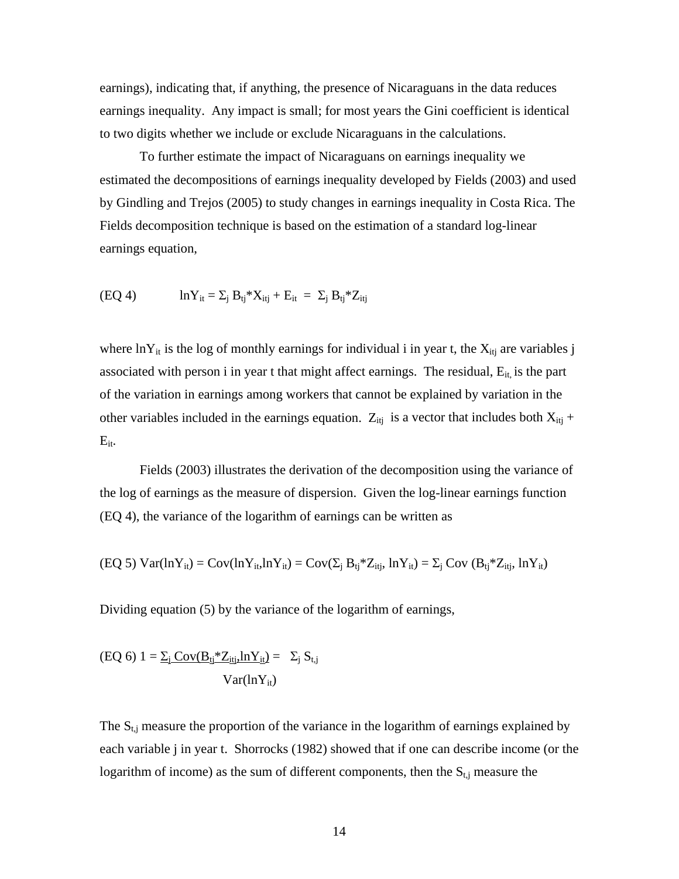earnings), indicating that, if anything, the presence of Nicaraguans in the data reduces earnings inequality. Any impact is small; for most years the Gini coefficient is identical to two digits whether we include or exclude Nicaraguans in the calculations.

To further estimate the impact of Nicaraguans on earnings inequality we estimated the decompositions of earnings inequality developed by Fields (2003) and used by Gindling and Trejos (2005) to study changes in earnings inequality in Costa Rica. The Fields decomposition technique is based on the estimation of a standard log-linear earnings equation,

$$\text{(EQ 4)} \qquad \ln Y_{it} = \Sigma_j B_{tj}{*}X_{itj} + E_{it} = \Sigma_j B_{tj}{*}Z_{itj}$$

where $\ln Y_{it}$ is the log of monthly earnings for individual i in year t, the $X_{itj}$ are variables j associated with person i in year t that might affect earnings. The residual, $E_{it,}$ is the part of the variation in earnings among workers that cannot be explained by variation in the other variables included in the earnings equation. $Z_{itj}$ is a vector that includes both $X_{itj}$ + $E_{it}$.

Fields (2003) illustrates the derivation of the decomposition using the variance of the log of earnings as the measure of dispersion. Given the log-linear earnings function (EQ 4), the variance of the logarithm of earnings can be written as

$$\text{(EQ 5)} \quad Var(\ln Y_{it}) = Cov(\ln Y_{it}, \ln Y_{it}) = Cov(\Sigma_j B_{tj}{*}Z_{itj}, \ln Y_{it}) = \Sigma_j Cov(B_{tj}{*}Z_{itj}, \ln Y_{it})$$

Dividing equation (5) by the variance of the logarithm of earnings,

$$\text{(EQ 6)} \quad 1 = \frac{\Sigma_j Cov(B_{tj}{*}Z_{itj}, \ln Y_{it})}{Var(\ln Y_{it})} = \Sigma_j S_{t,j}$$

The $S_{t,j}$ measure the proportion of the variance in the logarithm of earnings explained by each variable j in year t. Shorrocks (1982) showed that if one can describe income (or the logarithm of income) as the sum of different components, then the $S_{t,j}$ measure the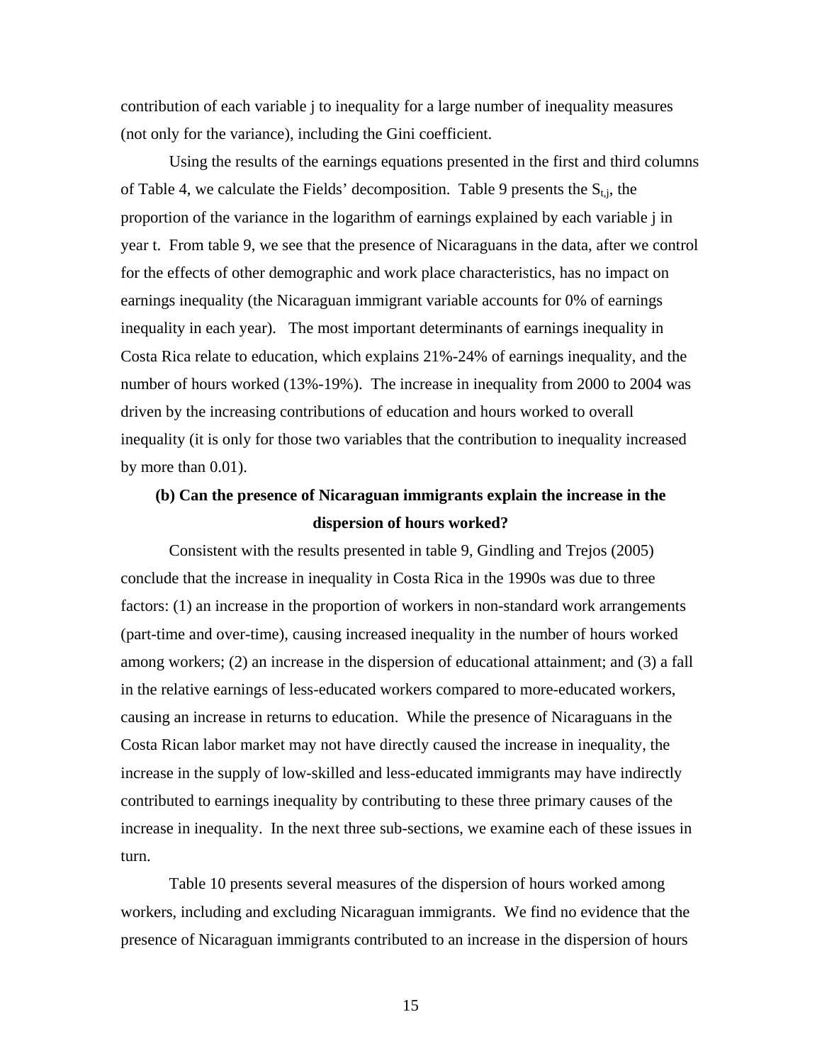contribution of each variable j to inequality for a large number of inequality measures (not only for the variance), including the Gini coefficient.

Using the results of the earnings equations presented in the first and third columns of Table 4, we calculate the Fields' decomposition. Table 9 presents the $S_{t,j}$, the proportion of the variance in the logarithm of earnings explained by each variable j in year t. From table 9, we see that the presence of Nicaraguans in the data, after we control for the effects of other demographic and work place characteristics, has no impact on earnings inequality (the Nicaraguan immigrant variable accounts for 0% of earnings inequality in each year). The most important determinants of earnings inequality in Costa Rica relate to education, which explains 21%-24% of earnings inequality, and the number of hours worked (13%-19%). The increase in inequality from 2000 to 2004 was driven by the increasing contributions of education and hours worked to overall inequality (it is only for those two variables that the contribution to inequality increased by more than 0.01).

### (b) Can the presence of Nicaraguan immigrants explain the increase in the dispersion of hours worked?

Consistent with the results presented in table 9, Gindling and Trejos (2005) conclude that the increase in inequality in Costa Rica in the 1990s was due to three factors: (1) an increase in the proportion of workers in non-standard work arrangements (part-time and over-time), causing increased inequality in the number of hours worked among workers; (2) an increase in the dispersion of educational attainment; and (3) a fall in the relative earnings of less-educated workers compared to more-educated workers, causing an increase in returns to education. While the presence of Nicaraguans in the Costa Rican labor market may not have directly caused the increase in inequality, the increase in the supply of low-skilled and less-educated immigrants may have indirectly contributed to earnings inequality by contributing to these three primary causes of the increase in inequality. In the next three sub-sections, we examine each of these issues in turn.

Table 10 presents several measures of the dispersion of hours worked among workers, including and excluding Nicaraguan immigrants. We find no evidence that the presence of Nicaraguan immigrants contributed to an increase in the dispersion of hours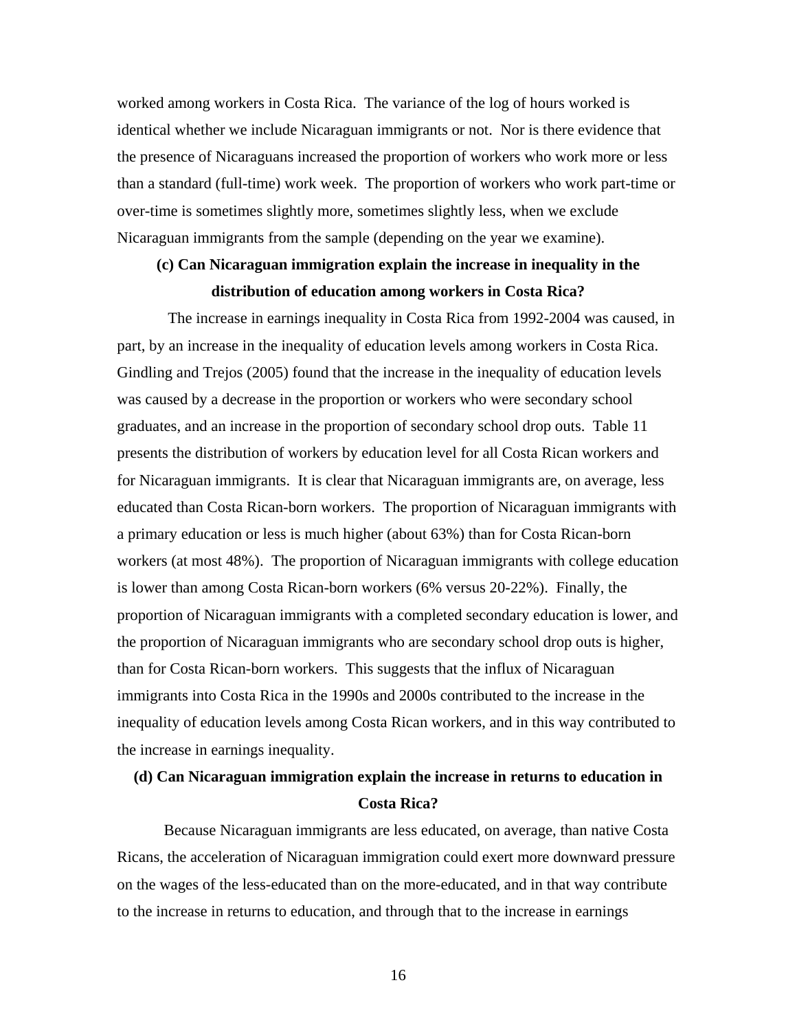worked among workers in Costa Rica. The variance of the log of hours worked is identical whether we include Nicaraguan immigrants or not. Nor is there evidence that the presence of Nicaraguans increased the proportion of workers who work more or less than a standard (full-time) work week. The proportion of workers who work part-time or over-time is sometimes slightly more, sometimes slightly less, when we exclude Nicaraguan immigrants from the sample (depending on the year we examine).

### (c) Can Nicaraguan immigration explain the increase in inequality in the distribution of education among workers in Costa Rica?

The increase in earnings inequality in Costa Rica from 1992-2004 was caused, in part, by an increase in the inequality of education levels among workers in Costa Rica. Gindling and Trejos (2005) found that the increase in the inequality of education levels was caused by a decrease in the proportion or workers who were secondary school graduates, and an increase in the proportion of secondary school drop outs. Table 11 presents the distribution of workers by education level for all Costa Rican workers and for Nicaraguan immigrants. It is clear that Nicaraguan immigrants are, on average, less educated than Costa Rican-born workers. The proportion of Nicaraguan immigrants with a primary education or less is much higher (about 63%) than for Costa Rican-born workers (at most 48%). The proportion of Nicaraguan immigrants with college education is lower than among Costa Rican-born workers (6% versus 20-22%). Finally, the proportion of Nicaraguan immigrants with a completed secondary education is lower, and the proportion of Nicaraguan immigrants who are secondary school drop outs is higher, than for Costa Rican-born workers. This suggests that the influx of Nicaraguan immigrants into Costa Rica in the 1990s and 2000s contributed to the increase in the inequality of education levels among Costa Rican workers, and in this way contributed to the increase in earnings inequality.

### (d) Can Nicaraguan immigration explain the increase in returns to education in Costa Rica?

Because Nicaraguan immigrants are less educated, on average, than native Costa Ricans, the acceleration of Nicaraguan immigration could exert more downward pressure on the wages of the less-educated than on the more-educated, and in that way contribute to the increase in returns to education, and through that to the increase in earnings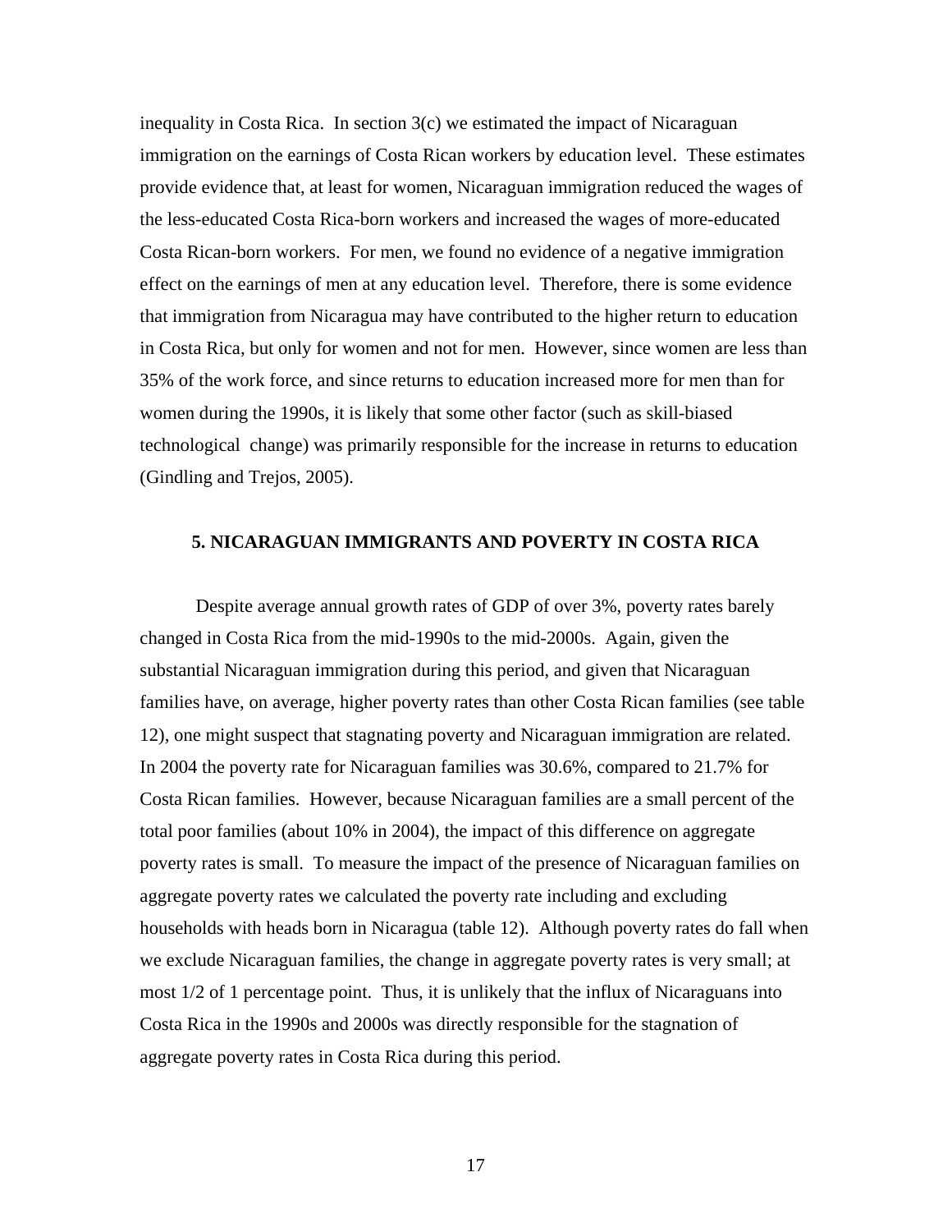inequality in Costa Rica. In section 3(c) we estimated the impact of Nicaraguan immigration on the earnings of Costa Rican workers by education level. These estimates provide evidence that, at least for women, Nicaraguan immigration reduced the wages of the less-educated Costa Rica-born workers and increased the wages of more-educated Costa Rican-born workers. For men, we found no evidence of a negative immigration effect on the earnings of men at any education level. Therefore, there is some evidence that immigration from Nicaragua may have contributed to the higher return to education in Costa Rica, but only for women and not for men. However, since women are less than 35% of the work force, and since returns to education increased more for men than for women during the 1990s, it is likely that some other factor (such as skill-biased technological change) was primarily responsible for the increase in returns to education (Gindling and Trejos, 2005).

## 5. NICARAGUAN IMMIGRANTS AND POVERTY IN COSTA RICA

Despite average annual growth rates of GDP of over 3%, poverty rates barely changed in Costa Rica from the mid-1990s to the mid-2000s. Again, given the substantial Nicaraguan immigration during this period, and given that Nicaraguan families have, on average, higher poverty rates than other Costa Rican families (see table 12), one might suspect that stagnating poverty and Nicaraguan immigration are related. In 2004 the poverty rate for Nicaraguan families was 30.6%, compared to 21.7% for Costa Rican families. However, because Nicaraguan families are a small percent of the total poor families (about 10% in 2004), the impact of this difference on aggregate poverty rates is small. To measure the impact of the presence of Nicaraguan families on aggregate poverty rates we calculated the poverty rate including and excluding households with heads born in Nicaragua (table 12). Although poverty rates do fall when we exclude Nicaraguan families, the change in aggregate poverty rates is very small; at most 1/2 of 1 percentage point. Thus, it is unlikely that the influx of Nicaraguans into Costa Rica in the 1990s and 2000s was directly responsible for the stagnation of aggregate poverty rates in Costa Rica during this period.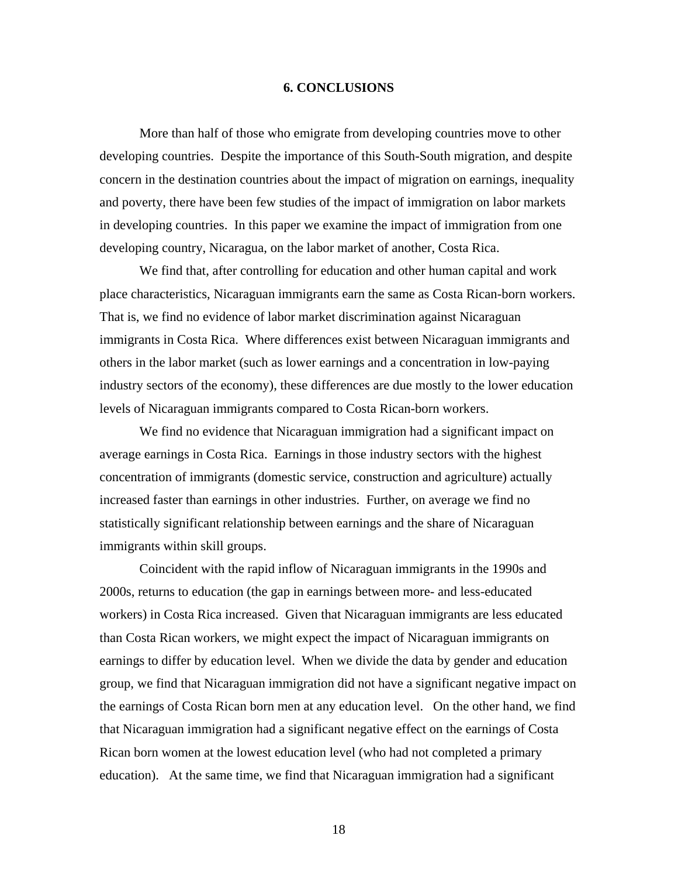## 6. CONCLUSIONS

More than half of those who emigrate from developing countries move to other developing countries. Despite the importance of this South-South migration, and despite concern in the destination countries about the impact of migration on earnings, inequality and poverty, there have been few studies of the impact of immigration on labor markets in developing countries. In this paper we examine the impact of immigration from one developing country, Nicaragua, on the labor market of another, Costa Rica.

We find that, after controlling for education and other human capital and work place characteristics, Nicaraguan immigrants earn the same as Costa Rican-born workers. That is, we find no evidence of labor market discrimination against Nicaraguan immigrants in Costa Rica. Where differences exist between Nicaraguan immigrants and others in the labor market (such as lower earnings and a concentration in low-paying industry sectors of the economy), these differences are due mostly to the lower education levels of Nicaraguan immigrants compared to Costa Rican-born workers.

We find no evidence that Nicaraguan immigration had a significant impact on average earnings in Costa Rica. Earnings in those industry sectors with the highest concentration of immigrants (domestic service, construction and agriculture) actually increased faster than earnings in other industries. Further, on average we find no statistically significant relationship between earnings and the share of Nicaraguan immigrants within skill groups.

Coincident with the rapid inflow of Nicaraguan immigrants in the 1990s and 2000s, returns to education (the gap in earnings between more- and less-educated workers) in Costa Rica increased. Given that Nicaraguan immigrants are less educated than Costa Rican workers, we might expect the impact of Nicaraguan immigrants on earnings to differ by education level. When we divide the data by gender and education group, we find that Nicaraguan immigration did not have a significant negative impact on the earnings of Costa Rican born men at any education level. On the other hand, we find that Nicaraguan immigration had a significant negative effect on the earnings of Costa Rican born women at the lowest education level (who had not completed a primary education). At the same time, we find that Nicaraguan immigration had a significant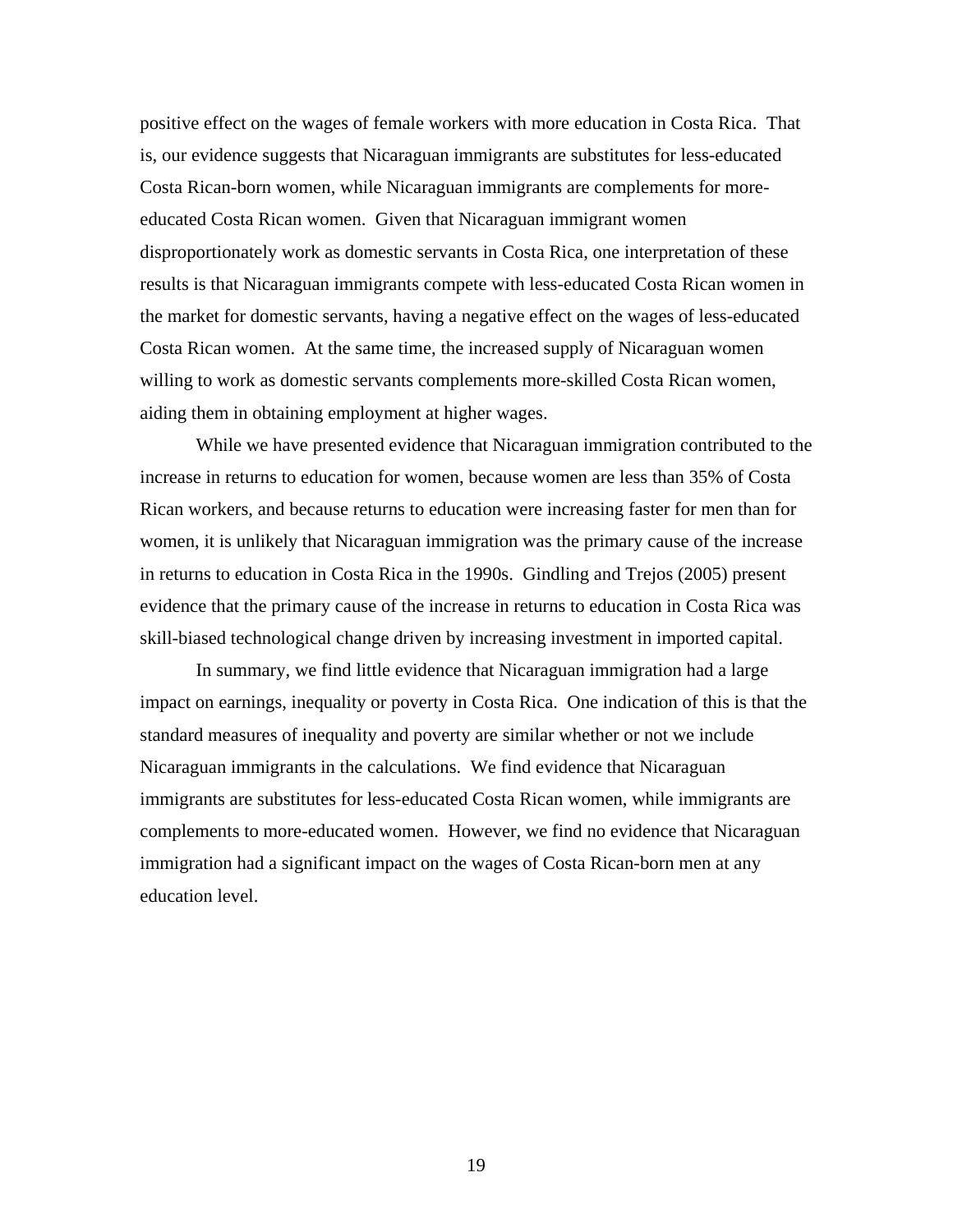positive effect on the wages of female workers with more education in Costa Rica. That is, our evidence suggests that Nicaraguan immigrants are substitutes for less-educated Costa Rican-born women, while Nicaraguan immigrants are complements for more-educated Costa Rican women. Given that Nicaraguan immigrant women disproportionately work as domestic servants in Costa Rica, one interpretation of these results is that Nicaraguan immigrants compete with less-educated Costa Rican women in the market for domestic servants, having a negative effect on the wages of less-educated Costa Rican women. At the same time, the increased supply of Nicaraguan women willing to work as domestic servants complements more-skilled Costa Rican women, aiding them in obtaining employment at higher wages.

While we have presented evidence that Nicaraguan immigration contributed to the increase in returns to education for women, because women are less than 35% of Costa Rican workers, and because returns to education were increasing faster for men than for women, it is unlikely that Nicaraguan immigration was the primary cause of the increase in returns to education in Costa Rica in the 1990s. Gindling and Trejos (2005) present evidence that the primary cause of the increase in returns to education in Costa Rica was skill-biased technological change driven by increasing investment in imported capital.

In summary, we find little evidence that Nicaraguan immigration had a large impact on earnings, inequality or poverty in Costa Rica. One indication of this is that the standard measures of inequality and poverty are similar whether or not we include Nicaraguan immigrants in the calculations. We find evidence that Nicaraguan immigrants are substitutes for less-educated Costa Rican women, while immigrants are complements to more-educated women. However, we find no evidence that Nicaraguan immigration had a significant impact on the wages of Costa Rican-born men at any education level.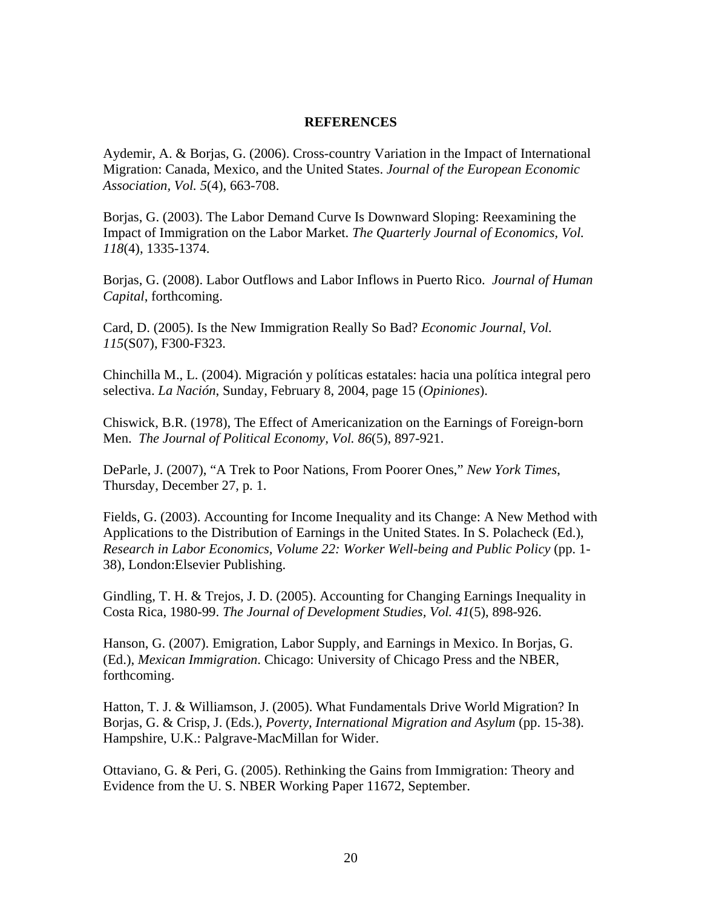## REFERENCES

Aydemir, A. & Borjas, G. (2006). Cross-country Variation in the Impact of International Migration: Canada, Mexico, and the United States. *Journal of the European Economic Association, Vol. 5*(4), 663-708.

Borjas, G. (2003). The Labor Demand Curve Is Downward Sloping: Reexamining the Impact of Immigration on the Labor Market. *The Quarterly Journal of Economics, Vol. 118*(4), 1335-1374.

Borjas, G. (2008). Labor Outflows and Labor Inflows in Puerto Rico. *Journal of Human Capital*, forthcoming.

Card, D. (2005). Is the New Immigration Really So Bad? *Economic Journal, Vol. 115*(S07), F300-F323.

Chinchilla M., L. (2004). Migración y políticas estatales: hacia una política integral pero selectiva. *La Nación*, Sunday, February 8, 2004, page 15 (*Opiniones*).

Chiswick, B.R. (1978), The Effect of Americanization on the Earnings of Foreign-born Men. *The Journal of Political Economy, Vol. 86*(5), 897-921.

DeParle, J. (2007), "A Trek to Poor Nations, From Poorer Ones," *New York Times*, Thursday, December 27, p. 1.

Fields, G. (2003). Accounting for Income Inequality and its Change: A New Method with Applications to the Distribution of Earnings in the United States. In S. Polacheck (Ed.), *Research in Labor Economics, Volume 22: Worker Well-being and Public Policy* (pp. 1-38), London:Elsevier Publishing.

Gindling, T. H. & Trejos, J. D. (2005). Accounting for Changing Earnings Inequality in Costa Rica, 1980-99. *The Journal of Development Studies, Vol. 41*(5), 898-926.

Hanson, G. (2007). Emigration, Labor Supply, and Earnings in Mexico. In Borjas, G. (Ed.), *Mexican Immigration*. Chicago: University of Chicago Press and the NBER, forthcoming.

Hatton, T. J. & Williamson, J. (2005). What Fundamentals Drive World Migration? In Borjas, G. & Crisp, J. (Eds.), *Poverty, International Migration and Asylum* (pp. 15-38). Hampshire, U.K.: Palgrave-MacMillan for Wider.

Ottaviano, G. & Peri, G. (2005). Rethinking the Gains from Immigration: Theory and Evidence from the U. S. NBER Working Paper 11672, September.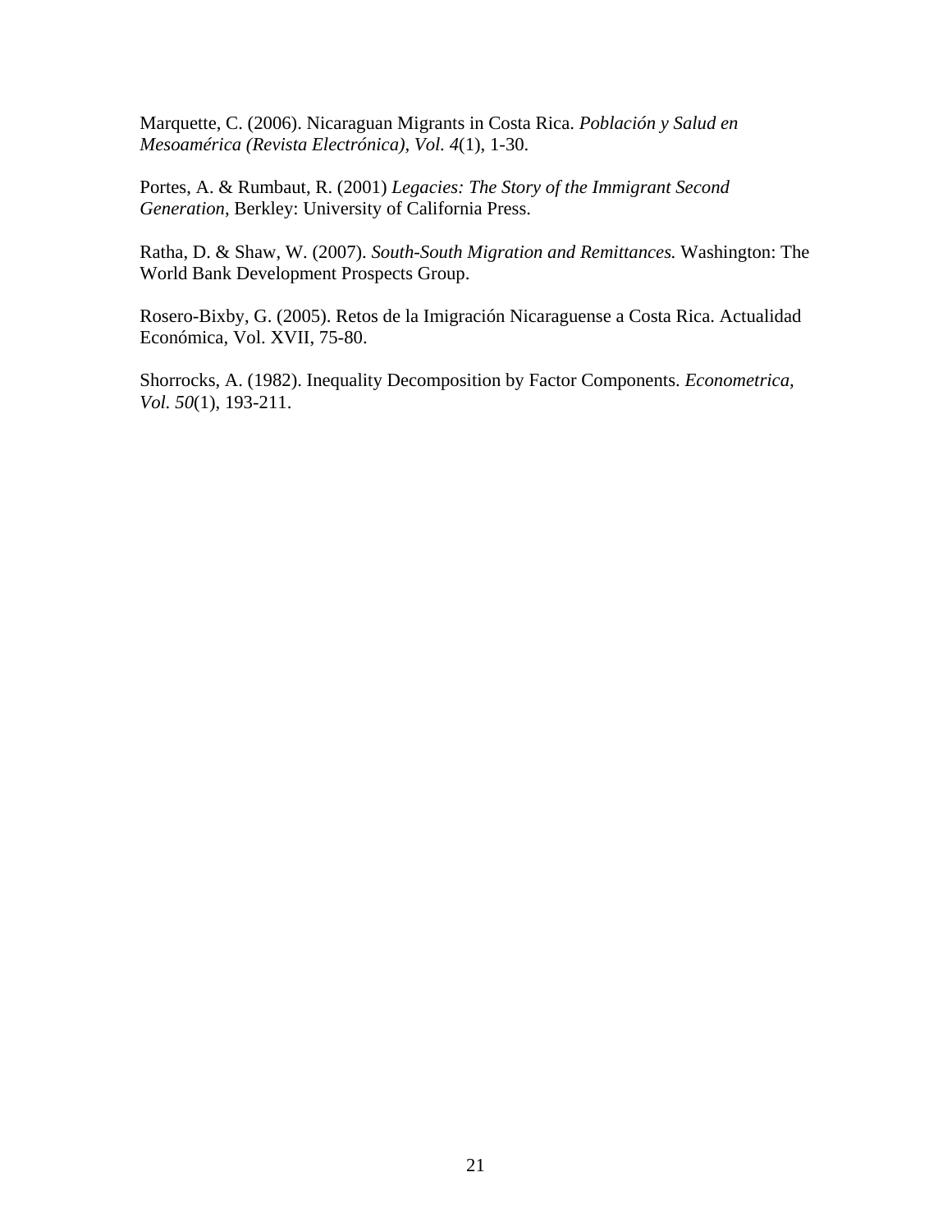Marquette, C. (2006). Nicaraguan Migrants in Costa Rica. *Población y Salud en Mesoamérica (Revista Electrónica), Vol. 4*(1), 1-30.

Portes, A. & Rumbaut, R. (2001) *Legacies: The Story of the Immigrant Second Generation*, Berkley: University of California Press.

Ratha, D. & Shaw, W. (2007). *South-South Migration and Remittances.* Washington: The World Bank Development Prospects Group.

Rosero-Bixby, G. (2005). Retos de la Imigración Nicaraguense a Costa Rica. Actualidad Económica, Vol. XVII, 75-80.

Shorrocks, A. (1982). Inequality Decomposition by Factor Components. *Econometrica, Vol. 50*(1), 193-211.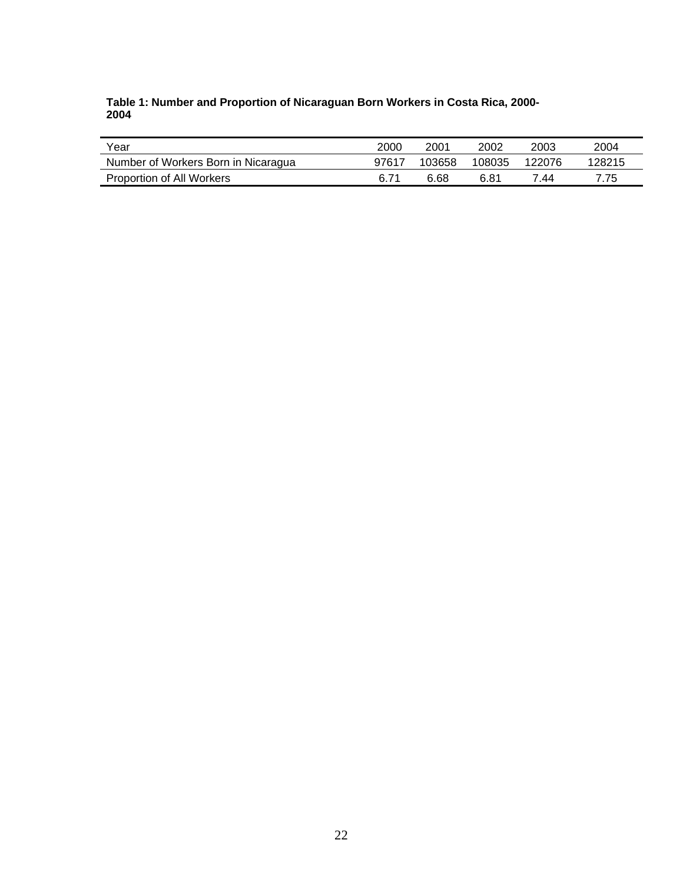**Table 1: Number and Proportion of Nicaraguan Born Workers in Costa Rica, 2000-2004**

| Year | 2000 | 2001 | 2002 | 2003 | 2004 |
|---|---|---|---|---|---|
| Number of Workers Born in Nicaragua | 97617 | 103658 | 108035 | 122076 | 128215 |
| Proportion of All Workers | 6.71 | 6.68 | 6.81 | 7.44 | 7.75 |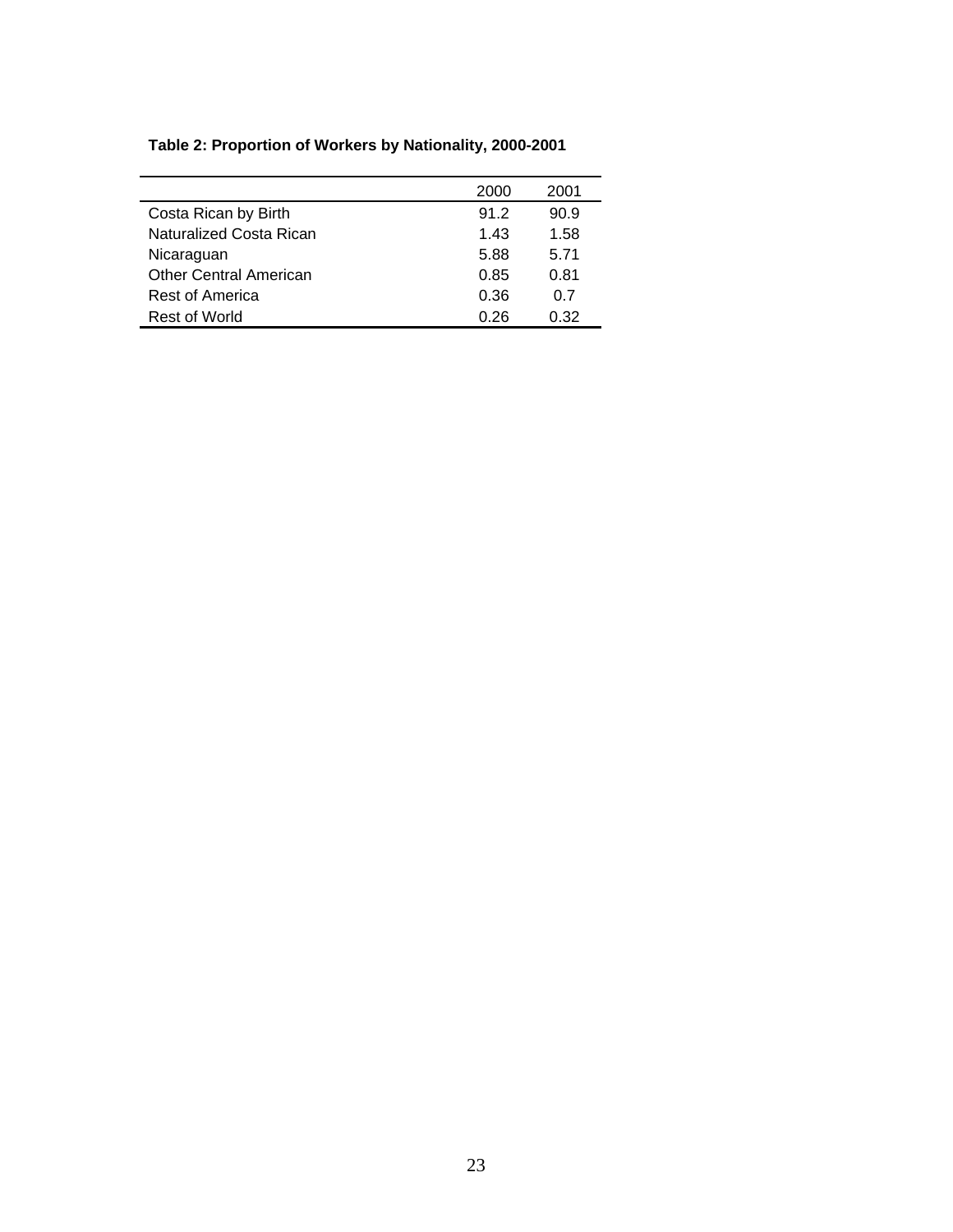**Table 2: Proportion of Workers by Nationality, 2000-2001**

| | 2000 | 2001 |
|---|---|---|
| Costa Rican by Birth | 91.2 | 90.9 |
| Naturalized Costa Rican | 1.43 | 1.58 |
| Nicaraguan | 5.88 | 5.71 |
| Other Central American | 0.85 | 0.81 |
| Rest of America | 0.36 | 0.7 |
| Rest of World | 0.26 | 0.32 |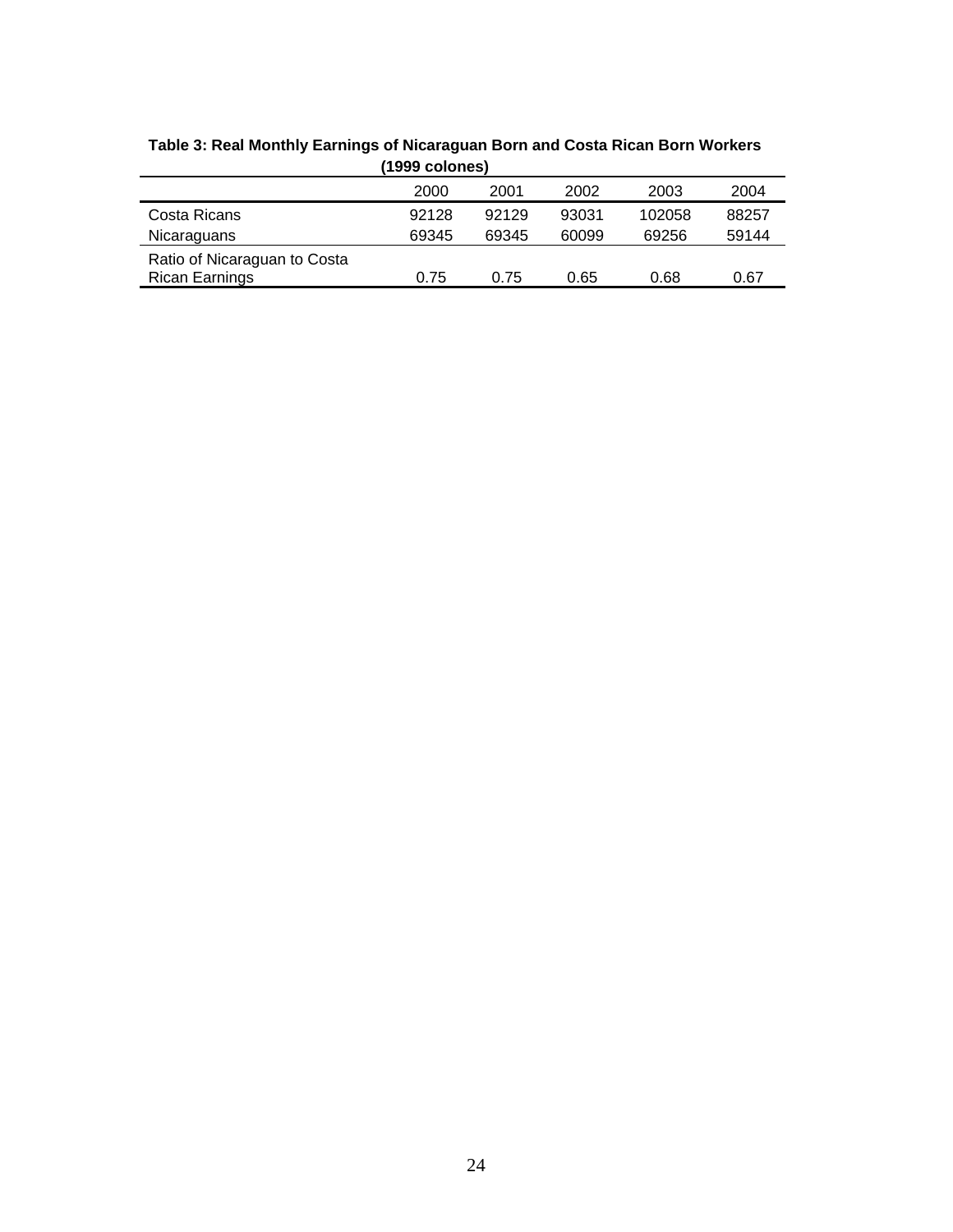**Table 3: Real Monthly Earnings of Nicaraguan Born and Costa Rican Born Workers (1999 colones)**

| | 2000 | 2001 | 2002 | 2003 | 2004 |
|---|---|---|---|---|---|
| Costa Ricans | 92128 | 92129 | 93031 | 102058 | 88257 |
| Nicaraguans | 69345 | 69345 | 60099 | 69256 | 59144 |
| Ratio of Nicaraguan to Costa Rican Earnings | 0.75 | 0.75 | 0.65 | 0.68 | 0.67 |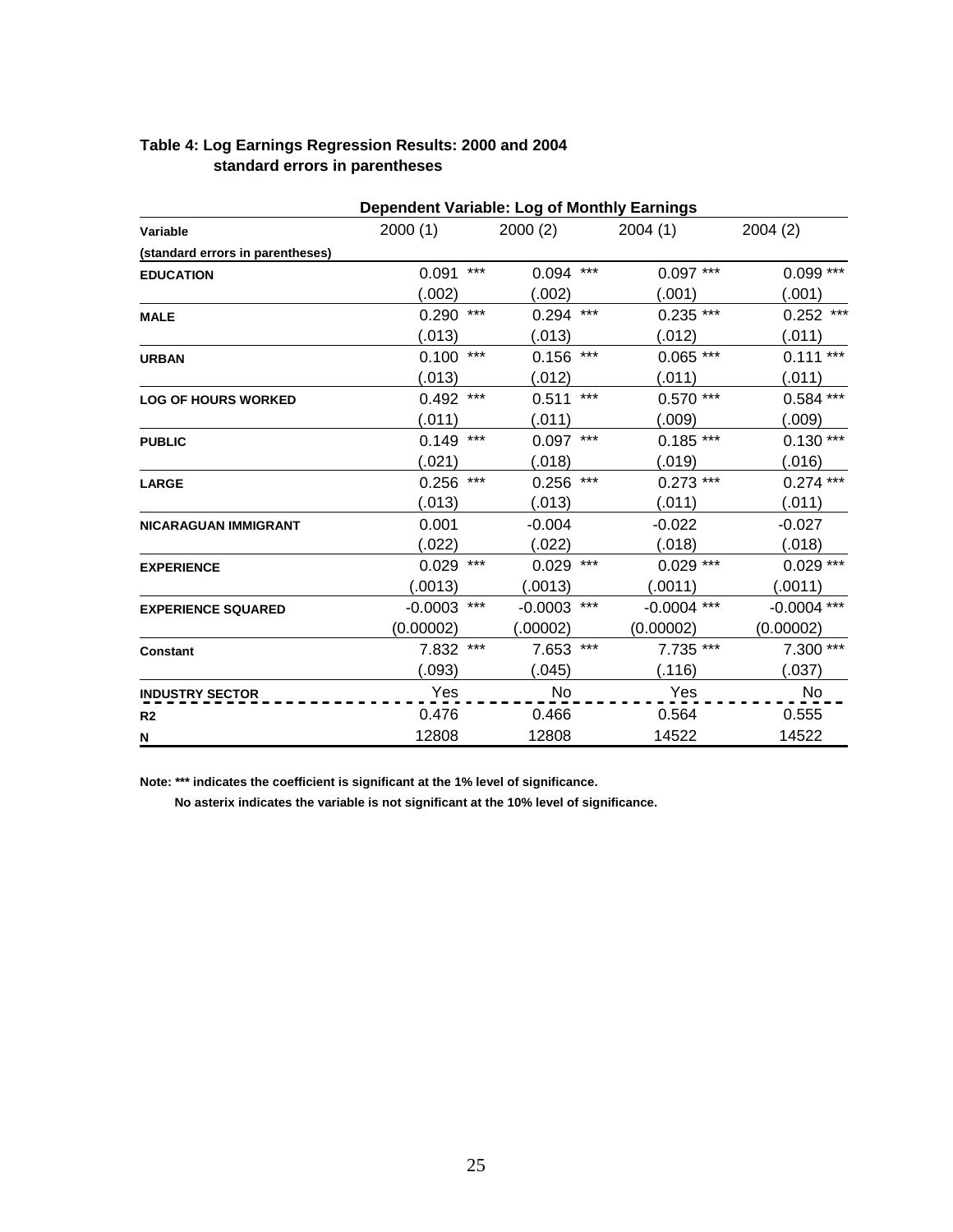**Table 4: Log Earnings Regression Results: 2000 and 2004**
**standard errors in parentheses**

| | Dependent Variable: Log of Monthly Earnings | | | |
|---|---|---|---|---|
| **Variable** | 2000 (1) | 2000 (2) | 2004 (1) | 2004 (2) |
| **(standard errors in parentheses)** | | | | |
| **EDUCATION** | 0.091 *** | 0.094 *** | 0.097 *** | 0.099 *** |
| | (.002) | (.002) | (.001) | (.001) |
| **MALE** | 0.290 *** | 0.294 *** | 0.235 *** | 0.252 *** |
| | (.013) | (.013) | (.012) | (.011) |
| **URBAN** | 0.100 *** | 0.156 *** | 0.065 *** | 0.111 *** |
| | (.013) | (.012) | (.011) | (.011) |
| **LOG OF HOURS WORKED** | 0.492 *** | 0.511 *** | 0.570 *** | 0.584 *** |
| | (.011) | (.011) | (.009) | (.009) |
| **PUBLIC** | 0.149 *** | 0.097 *** | 0.185 *** | 0.130 *** |
| | (.021) | (.018) | (.019) | (.016) |
| **LARGE** | 0.256 *** | 0.256 *** | 0.273 *** | 0.274 *** |
| | (.013) | (.013) | (.011) | (.011) |
| **NICARAGUAN IMMIGRANT** | 0.001 | -0.004 | -0.022 | -0.027 |
| | (.022) | (.022) | (.018) | (.018) |
| **EXPERIENCE** | 0.029 *** | 0.029 *** | 0.029 *** | 0.029 *** |
| | (.0013) | (.0013) | (.0011) | (.0011) |
| **EXPERIENCE SQUARED** | -0.0003 *** | -0.0003 *** | -0.0004 *** | -0.0004 *** |
| | (0.00002) | (.00002) | (0.00002) | (0.00002) |
| **Constant** | 7.832 *** | 7.653 *** | 7.735 *** | 7.300 *** |
| | (.093) | (.045) | (.116) | (.037) |
| **INDUSTRY SECTOR** | Yes | No | Yes | No |
| **R2** | 0.476 | 0.466 | 0.564 | 0.555 |
| **N** | 12808 | 12808 | 14522 | 14522 |

**Note: *** indicates the coefficient is significant at the 1% level of significance.**
**No asterix indicates the variable is not significant at the 10% level of significance.**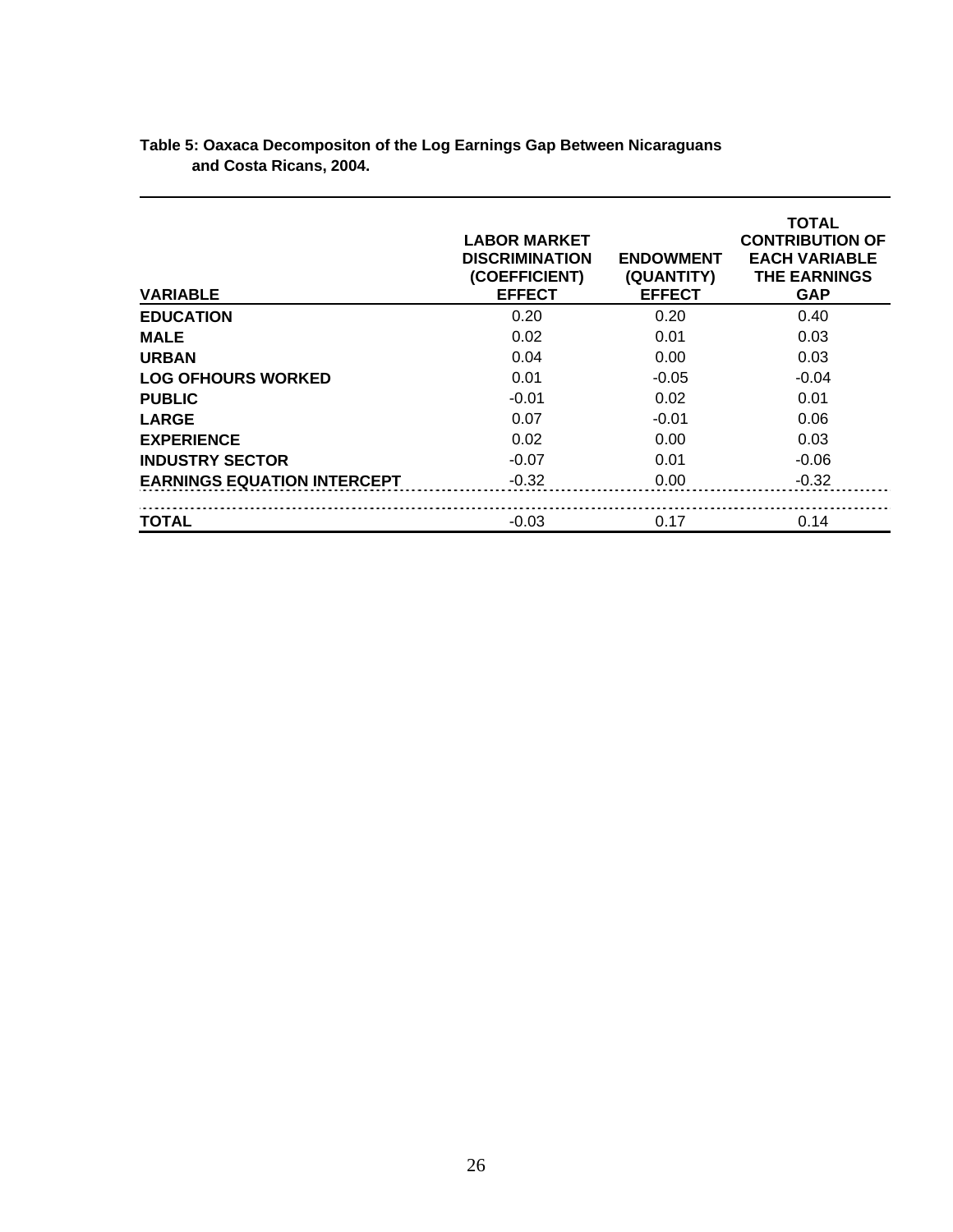**Table 5: Oaxaca Decompositon of the Log Earnings Gap Between Nicaraguans and Costa Ricans, 2004.**

| VARIABLE | LABOR MARKET DISCRIMINATION (COEFFICIENT) EFFECT | ENDOWMENT (QUANTITY) EFFECT | TOTAL CONTRIBUTION OF EACH VARIABLE THE EARNINGS GAP |
|---|---|---|---|
| **EDUCATION** | 0.20 | 0.20 | 0.40 |
| **MALE** | 0.02 | 0.01 | 0.03 |
| **URBAN** | 0.04 | 0.00 | 0.03 |
| **LOG OFHOURS WORKED** | 0.01 | -0.05 | -0.04 |
| **PUBLIC** | -0.01 | 0.02 | 0.01 |
| **LARGE** | 0.07 | -0.01 | 0.06 |
| **EXPERIENCE** | 0.02 | 0.00 | 0.03 |
| **INDUSTRY SECTOR** | -0.07 | 0.01 | -0.06 |
| **EARNINGS EQUATION INTERCEPT** | -0.32 | 0.00 | -0.32 |
| **TOTAL** | -0.03 | 0.17 | 0.14 |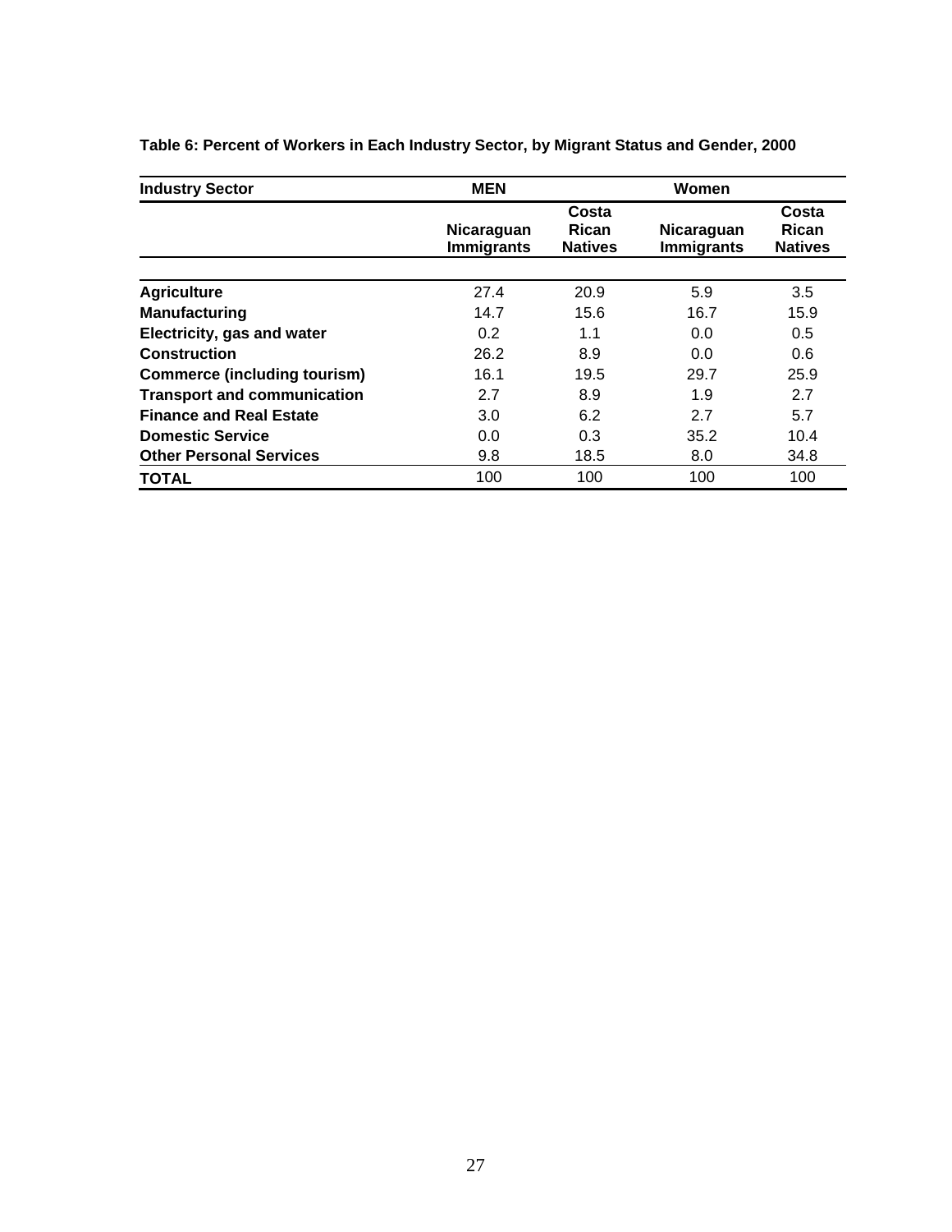**Table 6: Percent of Workers in Each Industry Sector, by Migrant Status and Gender, 2000**

| Industry Sector | MEN | | Women | |
|---|---|---|---|---|
| | Nicaraguan Immigrants | Costa Rican Natives | Nicaraguan Immigrants | Costa Rican Natives |
| **Agriculture** | 27.4 | 20.9 | 5.9 | 3.5 |
| **Manufacturing** | 14.7 | 15.6 | 16.7 | 15.9 |
| **Electricity, gas and water** | 0.2 | 1.1 | 0.0 | 0.5 |
| **Construction** | 26.2 | 8.9 | 0.0 | 0.6 |
| **Commerce (including tourism)** | 16.1 | 19.5 | 29.7 | 25.9 |
| **Transport and communication** | 2.7 | 8.9 | 1.9 | 2.7 |
| **Finance and Real Estate** | 3.0 | 6.2 | 2.7 | 5.7 |
| **Domestic Service** | 0.0 | 0.3 | 35.2 | 10.4 |
| **Other Personal Services** | 9.8 | 18.5 | 8.0 | 34.8 |
| **TOTAL** | 100 | 100 | 100 | 100 |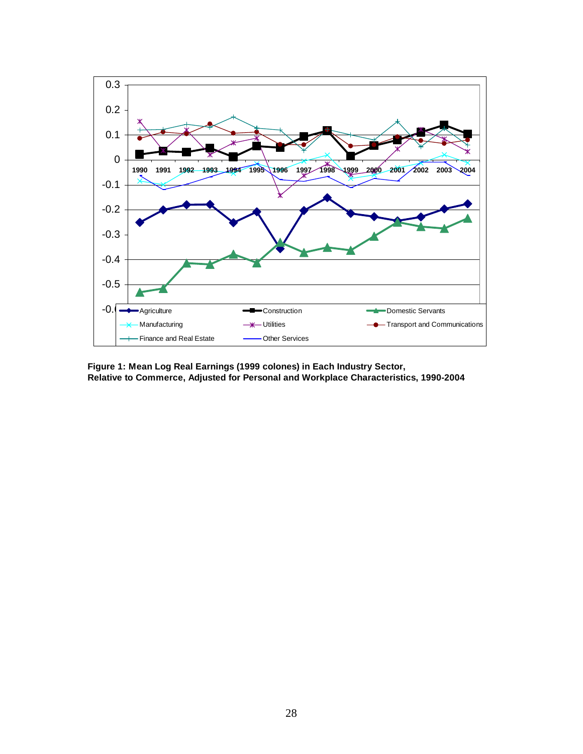**Figure 1: Mean Log Real Earnings (1999 colones) in Each Industry Sector, Relative to Commerce, Adjusted for Personal and Workplace Characteristics, 1990-2004**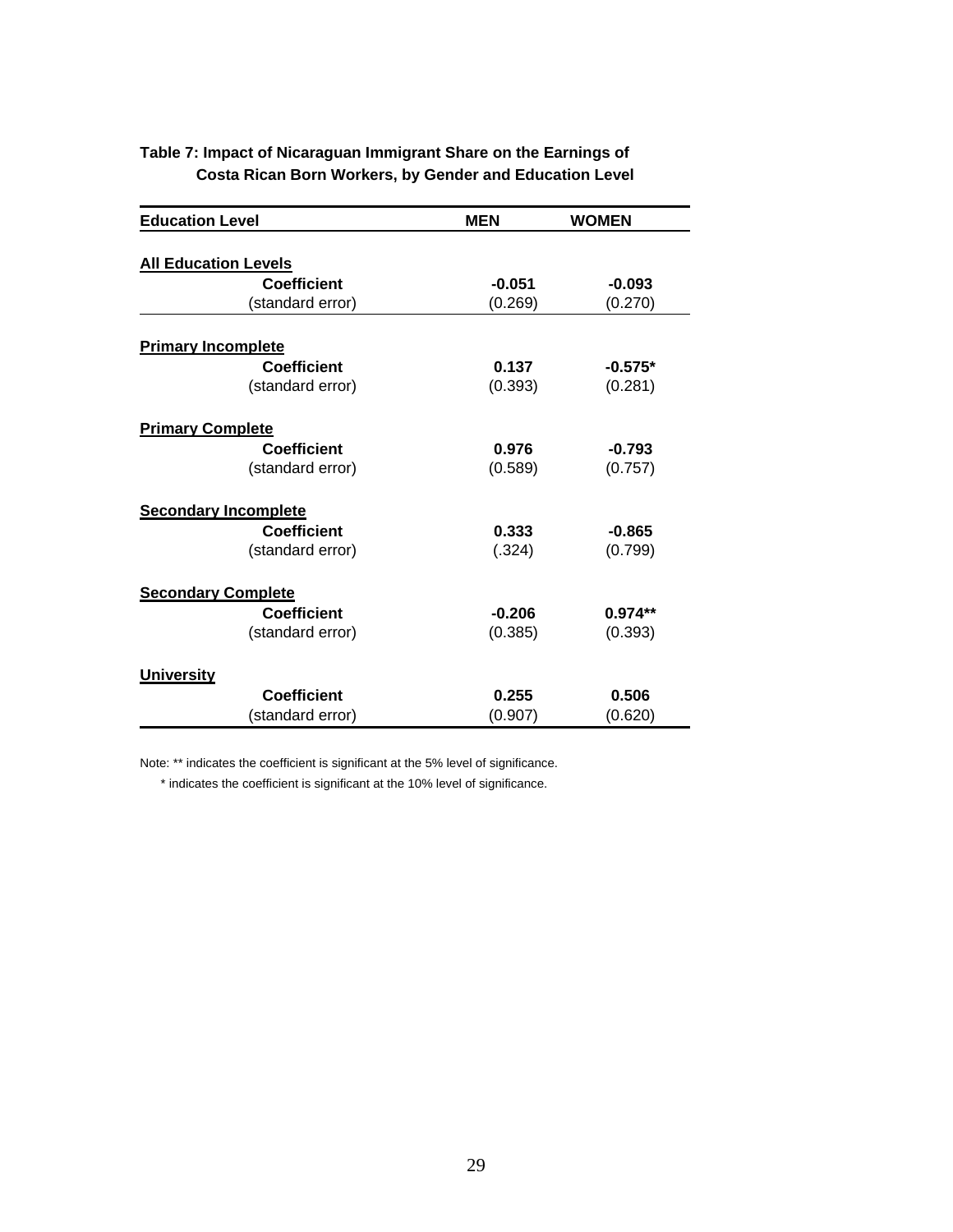**Table 7: Impact of Nicaraguan Immigrant Share on the Earnings of Costa Rican Born Workers, by Gender and Education Level**

| Education Level | MEN | WOMEN |
|---|---|---|
| **All Education Levels** | | |
| **Coefficient** | **-0.051** | **-0.093** |
| (standard error) | (0.269) | (0.270) |
| **Primary Incomplete** | | |
| **Coefficient** | **0.137** | **-0.575*** |
| (standard error) | (0.393) | (0.281) |
| **Primary Complete** | | |
| **Coefficient** | **0.976** | **-0.793** |
| (standard error) | (0.589) | (0.757) |
| **Secondary Incomplete** | | |
| **Coefficient** | **0.333** | **-0.865** |
| (standard error) | (.324) | (0.799) |
| **Secondary Complete** | | |
| **Coefficient** | **-0.206** | **0.974**** |
| (standard error) | (0.385) | (0.393) |
| **University** | | |
| **Coefficient** | **0.255** | **0.506** |
| (standard error) | (0.907) | (0.620) |

Note: ** indicates the coefficient is significant at the 5% level of significance.

\* indicates the coefficient is significant at the 10% level of significance.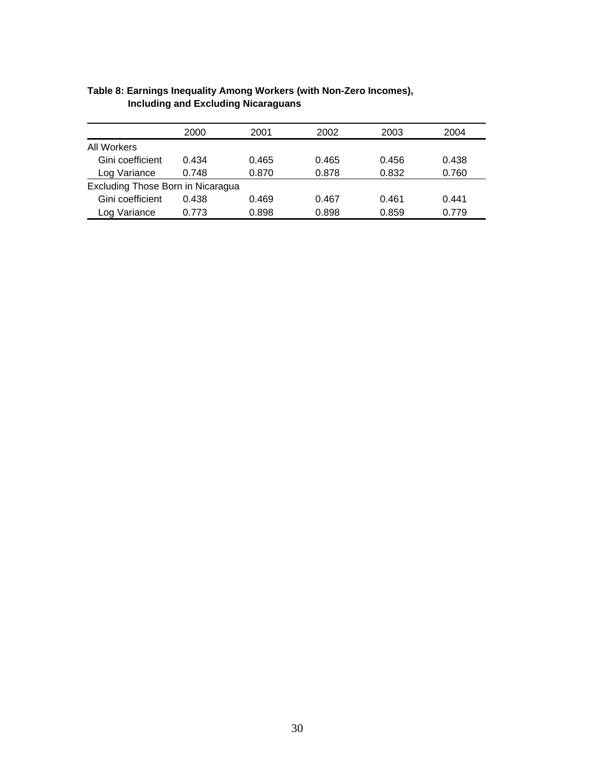**Table 8: Earnings Inequality Among Workers (with Non-Zero Incomes), Including and Excluding Nicaraguans**

| | 2000 | 2001 | 2002 | 2003 | 2004 |
|---|---|---|---|---|---|
| All Workers | | | | | |
| Gini coefficient | 0.434 | 0.465 | 0.465 | 0.456 | 0.438 |
| Log Variance | 0.748 | 0.870 | 0.878 | 0.832 | 0.760 |
| Excluding Those Born in Nicaragua | | | | | |
| Gini coefficient | 0.438 | 0.469 | 0.467 | 0.461 | 0.441 |
| Log Variance | 0.773 | 0.898 | 0.898 | 0.859 | 0.779 |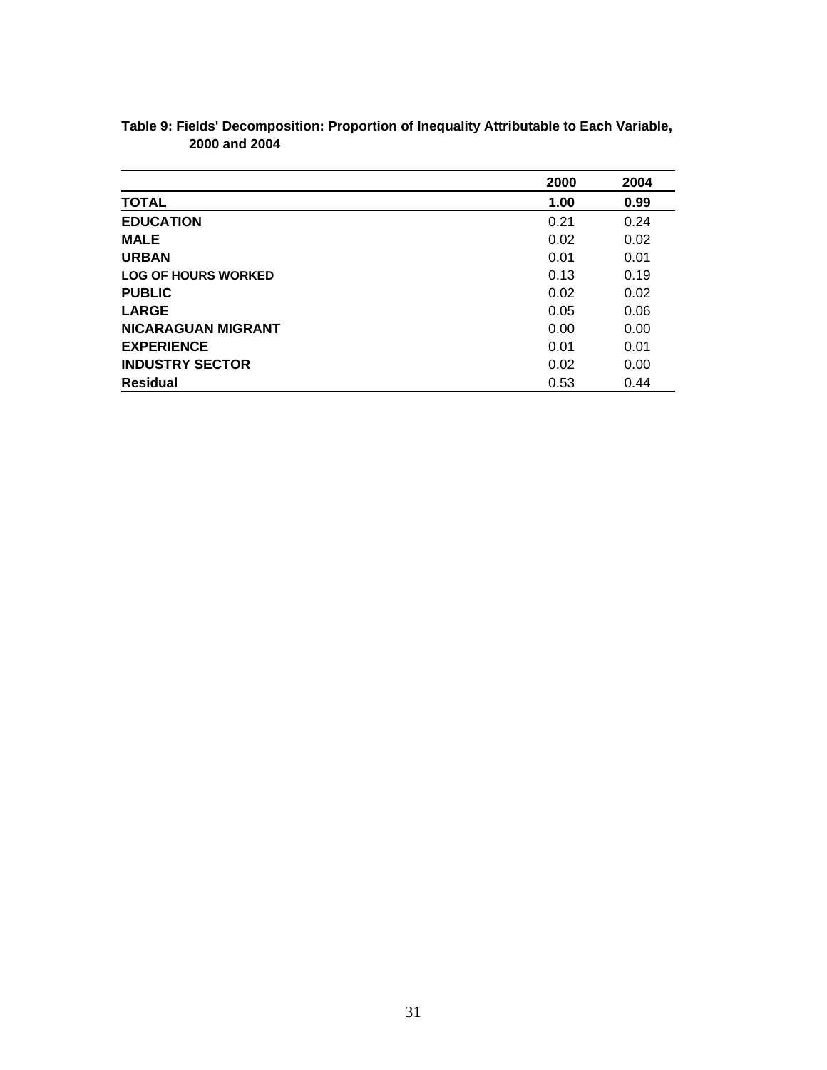**Table 9: Fields' Decomposition: Proportion of Inequality Attributable to Each Variable, 2000 and 2004**

| | 2000 | 2004 |
|---|---|---|
| **TOTAL** | **1.00** | **0.99** |
| **EDUCATION** | 0.21 | 0.24 |
| **MALE** | 0.02 | 0.02 |
| **URBAN** | 0.01 | 0.01 |
| **LOG OF HOURS WORKED** | 0.13 | 0.19 |
| **PUBLIC** | 0.02 | 0.02 |
| **LARGE** | 0.05 | 0.06 |
| **NICARAGUAN MIGRANT** | 0.00 | 0.00 |
| **EXPERIENCE** | 0.01 | 0.01 |
| **INDUSTRY SECTOR** | 0.02 | 0.00 |
| **Residual** | 0.53 | 0.44 |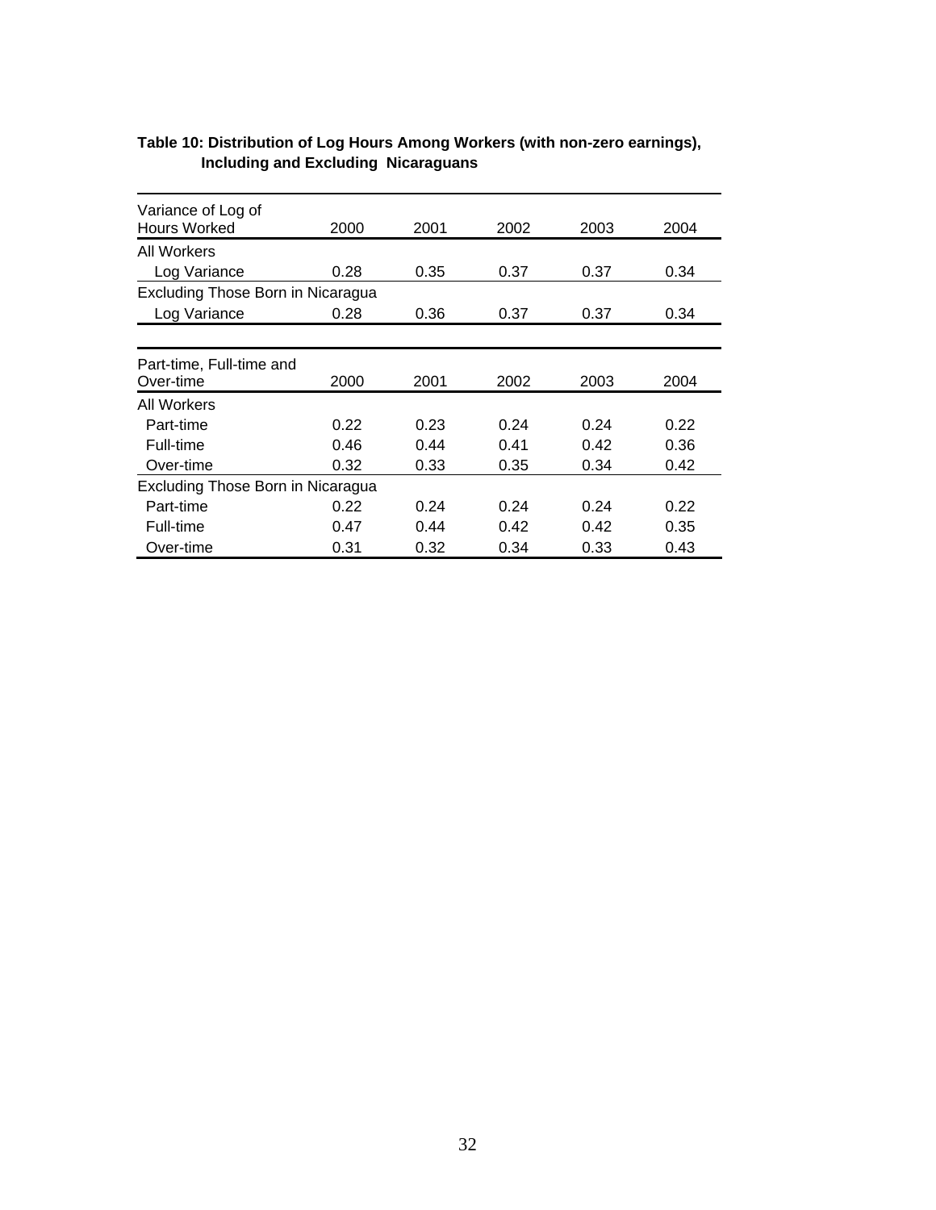**Table 10: Distribution of Log Hours Among Workers (with non-zero earnings), Including and Excluding Nicaraguans**

| Variance of Log of Hours Worked | 2000 | 2001 | 2002 | 2003 | 2004 |
|---|---|---|---|---|---|
| All Workers | | | | | |
| Log Variance | 0.28 | 0.35 | 0.37 | 0.37 | 0.34 |
| Excluding Those Born in Nicaragua | | | | | |
| Log Variance | 0.28 | 0.36 | 0.37 | 0.37 | 0.34 |

| Part-time, Full-time and Over-time | 2000 | 2001 | 2002 | 2003 | 2004 |
|---|---|---|---|---|---|
| All Workers | | | | | |
| Part-time | 0.22 | 0.23 | 0.24 | 0.24 | 0.22 |
| Full-time | 0.46 | 0.44 | 0.41 | 0.42 | 0.36 |
| Over-time | 0.32 | 0.33 | 0.35 | 0.34 | 0.42 |
| Excluding Those Born in Nicaragua | | | | | |
| Part-time | 0.22 | 0.24 | 0.24 | 0.24 | 0.22 |
| Full-time | 0.47 | 0.44 | 0.42 | 0.42 | 0.35 |
| Over-time | 0.31 | 0.32 | 0.34 | 0.33 | 0.43 |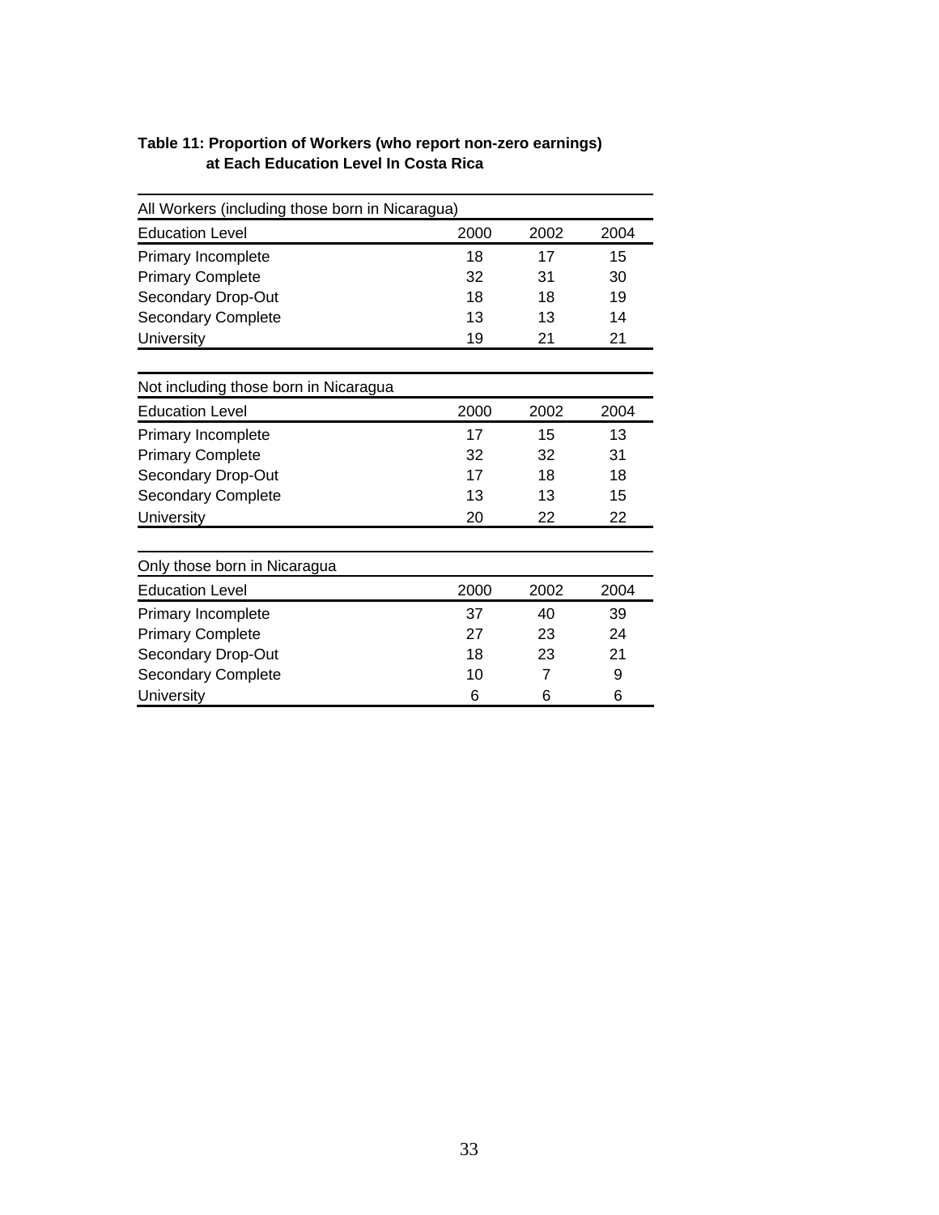**Table 11: Proportion of Workers (who report non-zero earnings) at Each Education Level In Costa Rica**

All Workers (including those born in Nicaragua)

| Education Level | 2000 | 2002 | 2004 |
|---|---|---|---|
| Primary Incomplete | 18 | 17 | 15 |
| Primary Complete | 32 | 31 | 30 |
| Secondary Drop-Out | 18 | 18 | 19 |
| Secondary Complete | 13 | 13 | 14 |
| University | 19 | 21 | 21 |

Not including those born in Nicaragua

| Education Level | 2000 | 2002 | 2004 |
|---|---|---|---|
| Primary Incomplete | 17 | 15 | 13 |
| Primary Complete | 32 | 32 | 31 |
| Secondary Drop-Out | 17 | 18 | 18 |
| Secondary Complete | 13 | 13 | 15 |
| University | 20 | 22 | 22 |

Only those born in Nicaragua

| Education Level | 2000 | 2002 | 2004 |
|---|---|---|---|
| Primary Incomplete | 37 | 40 | 39 |
| Primary Complete | 27 | 23 | 24 |
| Secondary Drop-Out | 18 | 23 | 21 |
| Secondary Complete | 10 | 7 | 9 |
| University | 6 | 6 | 6 |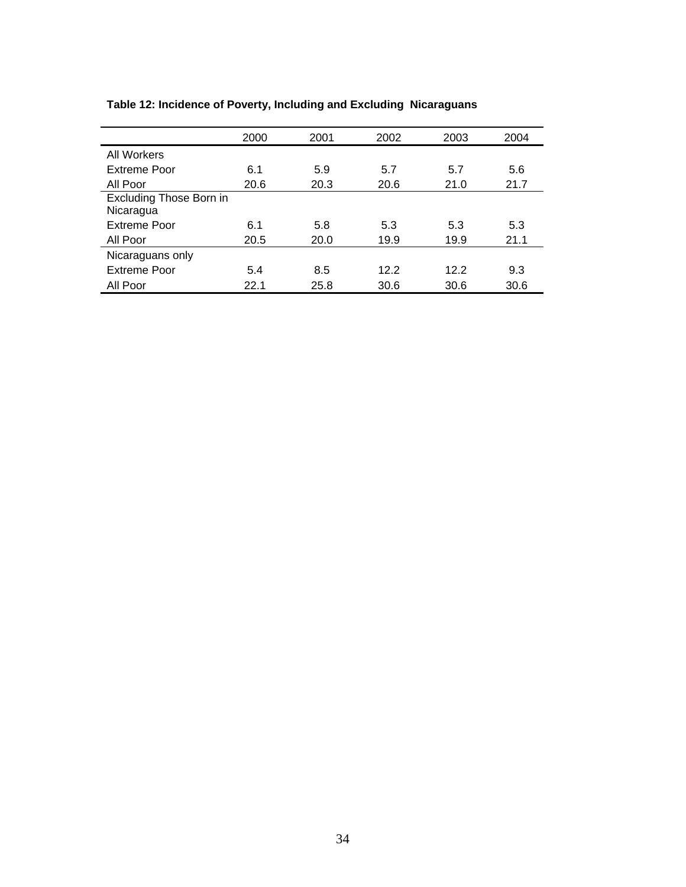**Table 12: Incidence of Poverty, Including and Excluding Nicaraguans**

| | 2000 | 2001 | 2002 | 2003 | 2004 |
|---|---|---|---|---|---|
| All Workers | | | | | |
| Extreme Poor | 6.1 | 5.9 | 5.7 | 5.7 | 5.6 |
| All Poor | 20.6 | 20.3 | 20.6 | 21.0 | 21.7 |
| Excluding Those Born in Nicaragua | | | | | |
| Extreme Poor | 6.1 | 5.8 | 5.3 | 5.3 | 5.3 |
| All Poor | 20.5 | 20.0 | 19.9 | 19.9 | 21.1 |
| Nicaraguans only | | | | | |
| Extreme Poor | 5.4 | 8.5 | 12.2 | 12.2 | 9.3 |
| All Poor | 22.1 | 25.8 | 30.6 | 30.6 | 30.6 |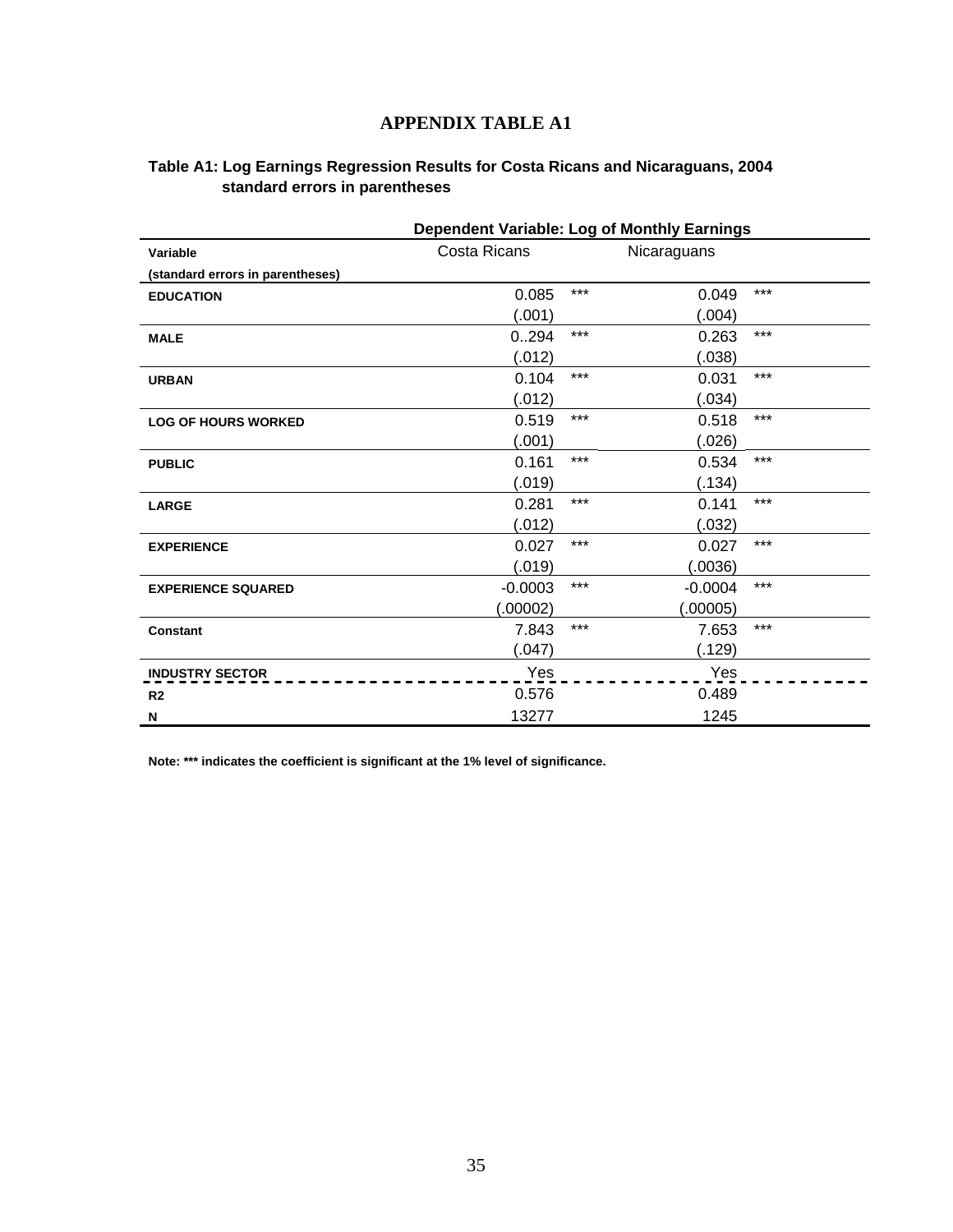# APPENDIX TABLE A1

**Table A1: Log Earnings Regression Results for Costa Ricans and Nicaraguans, 2004 standard errors in parentheses**

| | Dependent Variable: Log of Monthly Earnings | | | |
|---|---|---|---|---|
| **Variable** | Costa Ricans | | Nicaraguans | |
| **(standard errors in parentheses)** | | | | |
| **EDUCATION** | 0.085 | *** | 0.049 | *** |
| | (.001) | | (.004) | |
| **MALE** | 0..294 | *** | 0.263 | *** |
| | (.012) | | (.038) | |
| **URBAN** | 0.104 | *** | 0.031 | *** |
| | (.012) | | (.034) | |
| **LOG OF HOURS WORKED** | 0.519 | *** | 0.518 | *** |
| | (.001) | | (.026) | |
| **PUBLIC** | 0.161 | *** | 0.534 | *** |
| | (.019) | | (.134) | |
| **LARGE** | 0.281 | *** | 0.141 | *** |
| | (.012) | | (.032) | |
| **EXPERIENCE** | 0.027 | *** | 0.027 | *** |
| | (.019) | | (.0036) | |
| **EXPERIENCE SQUARED** | -0.0003 | *** | -0.0004 | *** |
| | (.00002) | | (.00005) | |
| **Constant** | 7.843 | *** | 7.653 | *** |
| | (.047) | | (.129) | |
| **INDUSTRY SECTOR** | Yes | | Yes | |
| **R2** | 0.576 | | 0.489 | |
| **N** | 13277 | | 1245 | |

**Note: *** indicates the coefficient is significant at the 1% level of significance.**